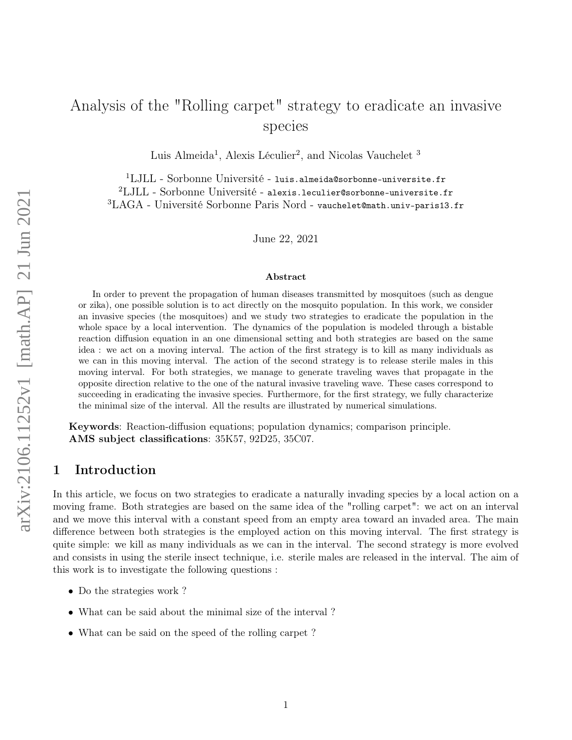# Analysis of the "Rolling carpet" strategy to eradicate an invasive species

Luis Almeida[1], Alexis Léculier[2], and Nicolas Vauchelet[3]

[1]LJLL - Sorbonne Université - luis.almeida@sorbonne-universite.fr
[2]LJLL - Sorbonne Université - alexis.leculier@sorbonne-universite.fr
[3]LAGA - Université Sorbonne Paris Nord - vauchelet@math.univ-paris13.fr

June 22, 2021

## Abstract

In order to prevent the propagation of human diseases transmitted by mosquitoes (such as dengue or zika), one possible solution is to act directly on the mosquito population. In this work, we consider an invasive species (the mosquitoes) and we study two strategies to eradicate the population in the whole space by a local intervention. The dynamics of the population is modeled through a bistable reaction diffusion equation in an one dimensional setting and both strategies are based on the same idea : we act on a moving interval. The action of the first strategy is to kill as many individuals as we can in this moving interval. The action of the second strategy is to release sterile males in this moving interval. For both strategies, we manage to generate traveling waves that propagate in the opposite direction relative to the one of the natural invasive traveling wave. These cases correspond to succeeding in eradicating the invasive species. Furthermore, for the first strategy, we fully characterize the minimal size of the interval. All the results are illustrated by numerical simulations.

**Keywords**: Reaction-diffusion equations; population dynamics; comparison principle.
**AMS subject classifications**: 35K57, 92D25, 35C07.

## 1 Introduction

In this article, we focus on two strategies to eradicate a naturally invading species by a local action on a moving frame. Both strategies are based on the same idea of the "rolling carpet": we act on an interval and we move this interval with a constant speed from an empty area toward an invaded area. The main difference between both strategies is the employed action on this moving interval. The first strategy is quite simple: we kill as many individuals as we can in the interval. The second strategy is more evolved and consists in using the sterile insect technique, i.e. sterile males are released in the interval. The aim of this work is to investigate the following questions :

- Do the strategies work ?
- What can be said about the minimal size of the interval ?
- What can be said on the speed of the rolling carpet ?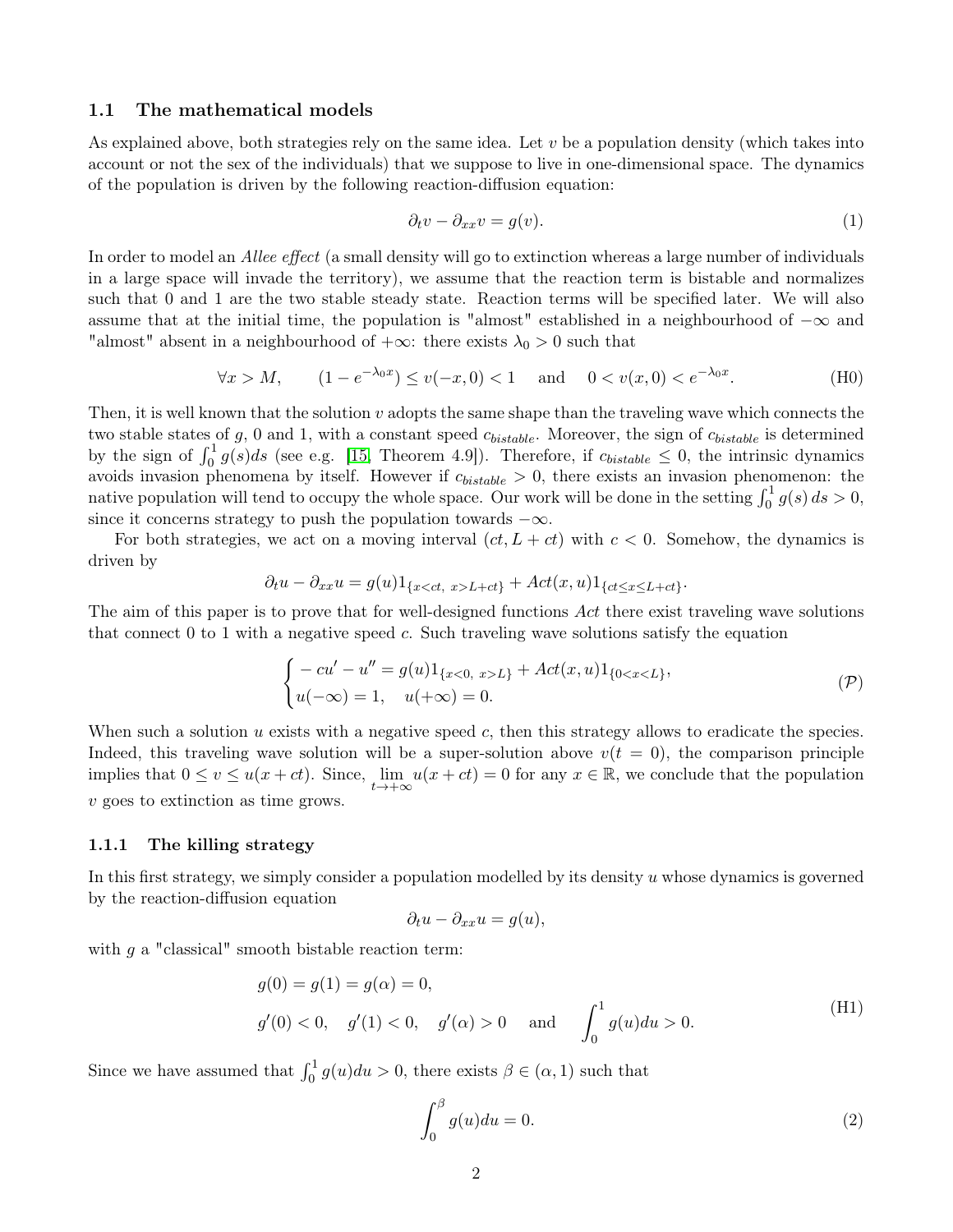### 1.1 The mathematical models

As explained above, both strategies rely on the same idea. Let $v$ be a population density (which takes into account or not the sex of the individuals) that we suppose to live in one-dimensional space. The dynamics of the population is driven by the following reaction-diffusion equation:

$$\partial_t v - \partial_{xx} v = g(v). \tag{1}$$

In order to model an *Allee effect* (a small density will go to extinction whereas a large number of individuals in a large space will invade the territory), we assume that the reaction term is bistable and normalizes such that 0 and 1 are the two stable steady state. Reaction terms will be specified later. We will also assume that at the initial time, the population is "almost" established in a neighbourhood of $-\infty$ and "almost" absent in a neighbourhood of $+\infty$: there exists $\lambda_0 > 0$ such that

$$\forall x > M, \qquad (1 - e^{-\lambda_0 x}) \le v(-x, 0) < 1 \quad \text{and} \quad 0 < v(x, 0) < e^{-\lambda_0 x}. \tag{H0}$$

Then, it is well known that the solution $v$ adopts the same shape than the traveling wave which connects the two stable states of $g$, 0 and 1, with a constant speed $c_{bistable}$. Moreover, the sign of $c_{bistable}$ is determined by the sign of $\int_0^1 g(s)ds$ (see e.g. [15, Theorem 4.9]). Therefore, if $c_{bistable} \le 0$, the intrinsic dynamics avoids invasion phenomena by itself. However if $c_{bistable} > 0$, there exists an invasion phenomenon: the native population will tend to occupy the whole space. Our work will be done in the setting $\int_0^1 g(s)\, ds > 0$, since it concerns strategy to push the population towards $-\infty$.

For both strategies, we act on a moving interval $(ct, L + ct)$ with $c < 0$. Somehow, the dynamics is driven by

$$\partial_t u - \partial_{xx} u = g(u)1_{\{x<ct,\ x>L+ct\}} + Act(x, u)1_{\{ct \le x \le L+ct\}}.$$

The aim of this paper is to prove that for well-designed functions $Act$ there exist traveling wave solutions that connect 0 to 1 with a negative speed $c$. Such traveling wave solutions satisfy the equation

$$\begin{cases} -cu' - u'' = g(u)1_{\{x<0,\ x>L\}} + Act(x, u)1_{\{0<x<L\}}, \\ u(-\infty) = 1, \quad u(+\infty) = 0. \end{cases} \tag{$\mathcal{P}$}$$

When such a solution $u$ exists with a negative speed $c$, then this strategy allows to eradicate the species. Indeed, this traveling wave solution will be a super-solution above $v(t = 0)$, the comparison principle implies that $0 \le v \le u(x + ct)$. Since, $\lim_{t\to+\infty} u(x + ct) = 0$ for any $x \in \mathbb{R}$, we conclude that the population $v$ goes to extinction as time grows.

#### 1.1.1 The killing strategy

In this first strategy, we simply consider a population modelled by its density $u$ whose dynamics is governed by the reaction-diffusion equation

$$\partial_t u - \partial_{xx} u = g(u),$$

with $g$ a "classical" smooth bistable reaction term:

$$\begin{aligned} &g(0) = g(1) = g(\alpha) = 0, \\ &g'(0) < 0, \quad g'(1) < 0, \quad g'(\alpha) > 0 \quad \text{and} \quad \int_0^1 g(u)du > 0. \end{aligned} \tag{H1}$$

Since we have assumed that $\int_0^1 g(u)du > 0$, there exists $\beta \in (\alpha, 1)$ such that

$$\int_0^\beta g(u)du = 0. \tag{2}$$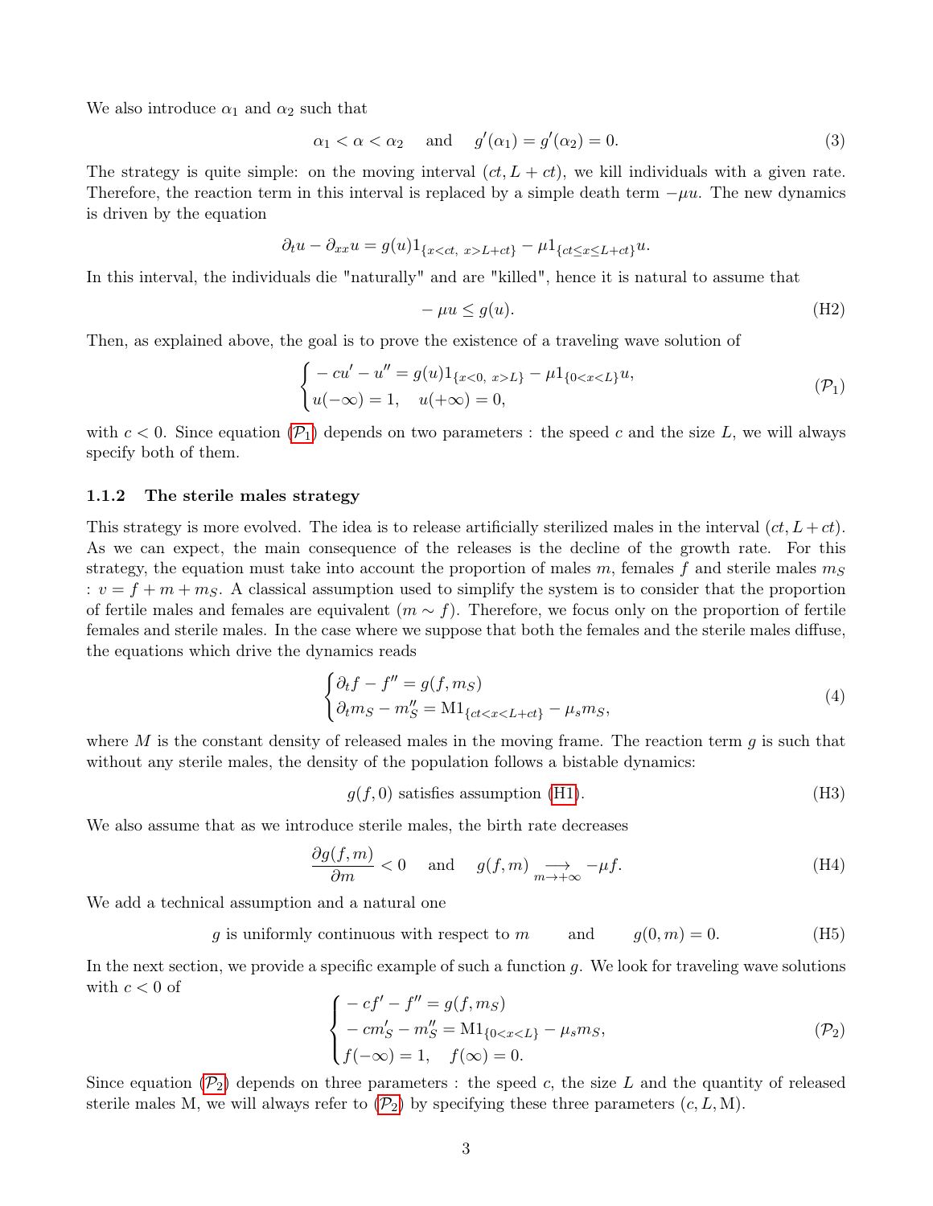We also introduce $\alpha_1$ and $\alpha_2$ such that

$$\alpha_1 < \alpha < \alpha_2 \quad \text{and} \quad g'(\alpha_1) = g'(\alpha_2) = 0. \tag{3}$$

The strategy is quite simple: on the moving interval $(ct, L + ct)$, we kill individuals with a given rate. Therefore, the reaction term in this interval is replaced by a simple death term $-\mu u$. The new dynamics is driven by the equation

$$\partial_t u - \partial_{xx} u = g(u) 1_{\{x<ct,\ x>L+ct\}} - \mu 1_{\{ct \le x \le L+ct\}} u.$$

In this interval, the individuals die "naturally" and are "killed", hence it is natural to assume that

$$-\mu u \le g(u). \tag{H2}$$

Then, as explained above, the goal is to prove the existence of a traveling wave solution of

$$\begin{cases} -cu' - u'' = g(u) 1_{\{x<0,\ x>L\}} - \mu 1_{\{0<x<L\}} u, \\ u(-\infty) = 1, \quad u(+\infty) = 0, \end{cases} \tag{$\mathcal{P}_1$}$$

with $c < 0$. Since equation ($\mathcal{P}_1$) depends on two parameters : the speed $c$ and the size $L$, we will always specify both of them.

### 1.1.2 The sterile males strategy

This strategy is more evolved. The idea is to release artificially sterilized males in the interval $(ct, L + ct)$. As we can expect, the main consequence of the releases is the decline of the growth rate. For this strategy, the equation must take into account the proportion of males $m$, females $f$ and sterile males $m_S$ : $v = f + m + m_S$. A classical assumption used to simplify the system is to consider that the proportion of fertile males and females are equivalent ($m \sim f$). Therefore, we focus only on the proportion of fertile females and sterile males. In the case where we suppose that both the females and the sterile males diffuse, the equations which drive the dynamics reads

$$\begin{cases} \partial_t f - f'' = g(f, m_S) \\ \partial_t m_S - m_S'' = \mathrm{M} 1_{\{ct<x<L+ct\}} - \mu_s m_S, \end{cases} \tag{4}$$

where $M$ is the constant density of released males in the moving frame. The reaction term $g$ is such that without any sterile males, the density of the population follows a bistable dynamics:

$$g(f, 0) \text{ satisfies assumption (H1).} \tag{H3}$$

We also assume that as we introduce sterile males, the birth rate decreases

$$\frac{\partial g(f, m)}{\partial m} < 0 \quad \text{and} \quad g(f, m) \underset{m \to +\infty}{\longrightarrow} -\mu f. \tag{H4}$$

We add a technical assumption and a natural one

$$g \text{ is uniformly continuous with respect to } m \qquad \text{and} \qquad g(0, m) = 0. \tag{H5}$$

In the next section, we provide a specific example of such a function $g$. We look for traveling wave solutions with $c < 0$ of

$$\begin{cases} -cf' - f'' = g(f, m_S) \\ -cm_S' - m_S'' = \mathrm{M} 1_{\{0<x<L\}} - \mu_s m_S, \\ f(-\infty) = 1, \quad f(\infty) = 0. \end{cases} \tag{$\mathcal{P}_2$}$$

Since equation ($\mathcal{P}_2$) depends on three parameters : the speed $c$, the size $L$ and the quantity of released sterile males M, we will always refer to ($\mathcal{P}_2$) by specifying these three parameters $(c, L, \mathrm{M})$.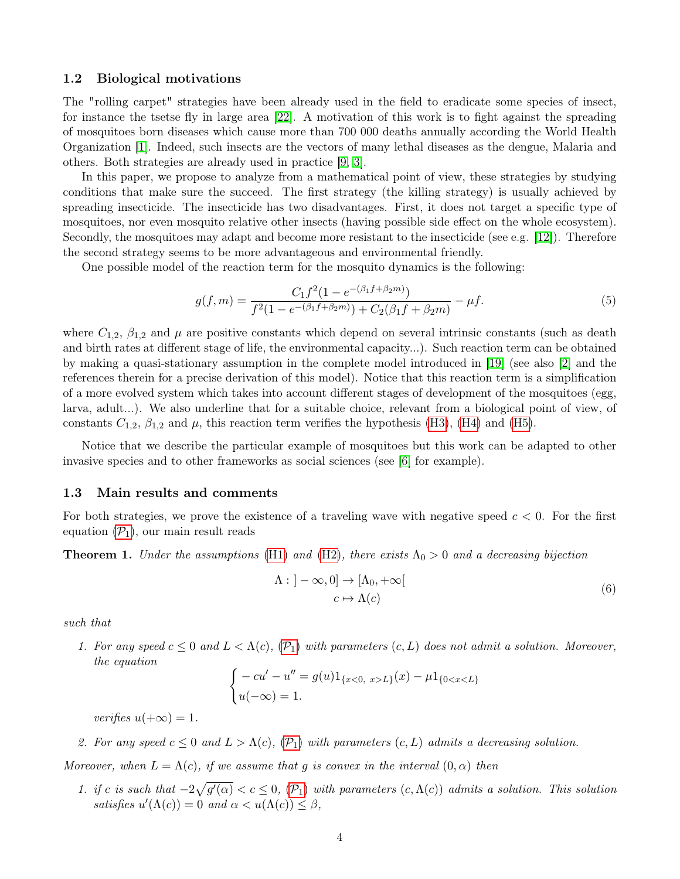### 1.2 Biological motivations

The "rolling carpet" strategies have been already used in the field to eradicate some species of insect, for instance the tsetse fly in large area [22]. A motivation of this work is to fight against the spreading of mosquitoes born diseases which cause more than 700 000 deaths annually according the World Health Organization [1]. Indeed, such insects are the vectors of many lethal diseases as the dengue, Malaria and others. Both strategies are already used in practice [9, 3].

In this paper, we propose to analyze from a mathematical point of view, these strategies by studying conditions that make sure the succeed. The first strategy (the killing strategy) is usually achieved by spreading insecticide. The insecticide has two disadvantages. First, it does not target a specific type of mosquitoes, nor even mosquito relative other insects (having possible side effect on the whole ecosystem). Secondly, the mosquitoes may adapt and become more resistant to the insecticide (see e.g. [12]). Therefore the second strategy seems to be more advantageous and environmental friendly.

One possible model of the reaction term for the mosquito dynamics is the following:

$$
g(f,m) = \frac{C_1 f^2 (1 - e^{-(\beta_1 f + \beta_2 m)})}{f^2(1 - e^{-(\beta_1 f + \beta_2 m)}) + C_2(\beta_1 f + \beta_2 m)} - \mu f. \tag{5}
$$

where $C_{1,2}$, $\beta_{1,2}$ and $\mu$ are positive constants which depend on several intrinsic constants (such as death and birth rates at different stage of life, the environmental capacity...). Such reaction term can be obtained by making a quasi-stationary assumption in the complete model introduced in [19] (see also [2] and the references therein for a precise derivation of this model). Notice that this reaction term is a simplification of a more evolved system which takes into account different stages of development of the mosquitoes (egg, larva, adult...). We also underline that for a suitable choice, relevant from a biological point of view, of constants $C_{1,2}$, $\beta_{1,2}$ and $\mu$, this reaction term verifies the hypothesis (H3), (H4) and (H5).

Notice that we describe the particular example of mosquitoes but this work can be adapted to other invasive species and to other frameworks as social sciences (see [6] for example).

### 1.3 Main results and comments

For both strategies, we prove the existence of a traveling wave with negative speed $c < 0$. For the first equation ($\mathcal{P}_1$), our main result reads

**Theorem 1.** *Under the assumptions (H1) and (H2), there exists $\Lambda_0 > 0$ and a decreasing bijection*

$$
\begin{aligned}
\Lambda : \,]-\infty, 0] &\to [\Lambda_0, +\infty[ \\
c &\mapsto \Lambda(c)
\end{aligned} \tag{6}
$$

*such that*

1. *For any speed $c \leq 0$ and $L < \Lambda(c)$, ($\mathcal{P}_1$) with parameters $(c, L)$ does not admit a solution. Moreover, the equation*

$$
\begin{cases}
-cu' - u'' = g(u)\mathbb{1}_{\{x<0,\ x>L\}}(x) - \mu \mathbb{1}_{\{0<x<L\}} \\
u(-\infty) = 1.
\end{cases}
$$

   *verifies $u(+\infty) = 1$.*

2. *For any speed $c \leq 0$ and $L > \Lambda(c)$, ($\mathcal{P}_1$) with parameters $(c, L)$ admits a decreasing solution.*

*Moreover, when $L = \Lambda(c)$, if we assume that $g$ is convex in the interval $(0, \alpha)$ then*

1. *if $c$ is such that $-2\sqrt{g'(\alpha)} < c \leq 0$, ($\mathcal{P}_1$) with parameters $(c, \Lambda(c))$ admits a solution. This solution satisfies $u'(\Lambda(c)) = 0$ and $\alpha < u(\Lambda(c)) \leq \beta$,*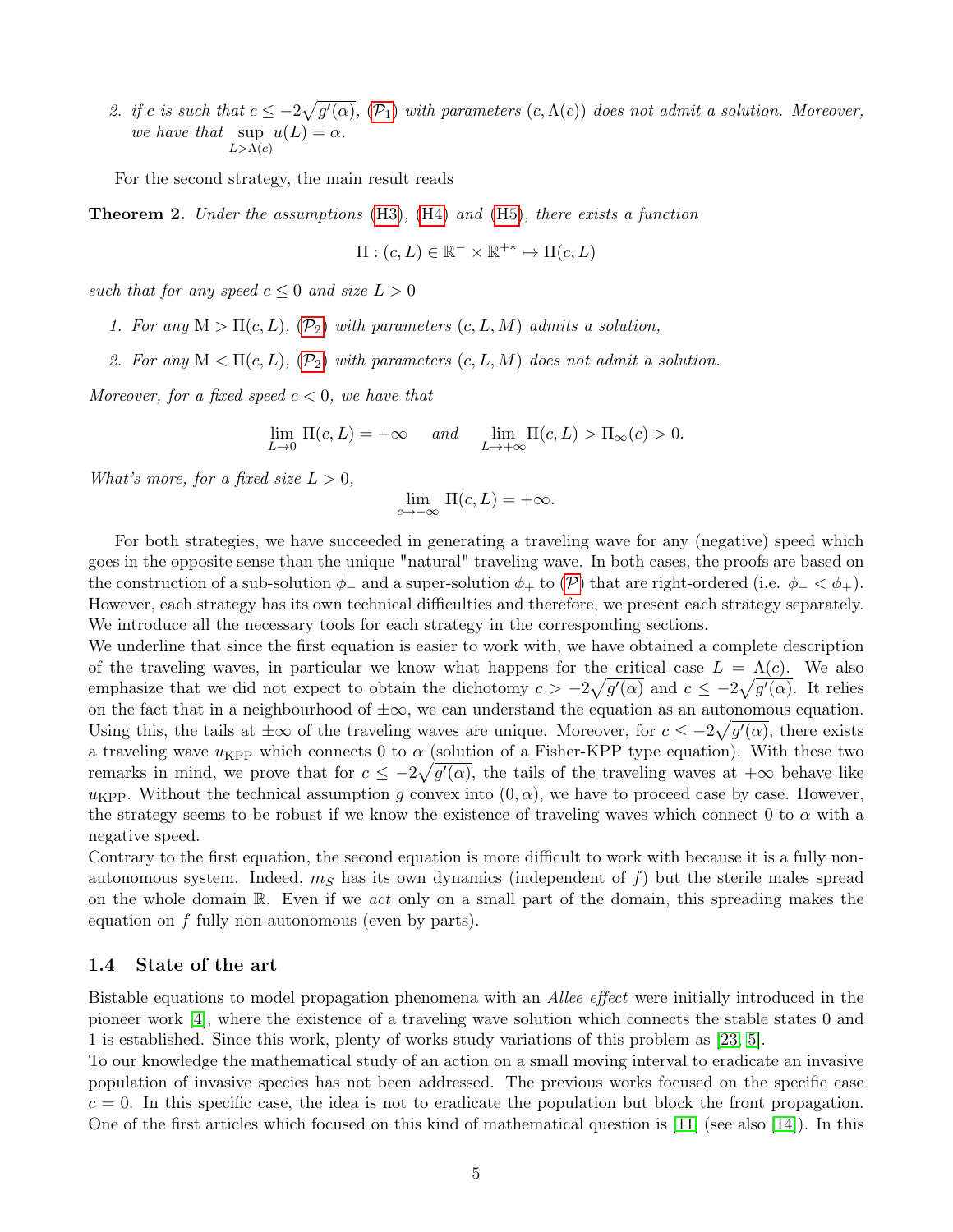2. *if $c$ is such that $c \leq -2\sqrt{g'(\alpha)}$, ($\mathcal{P}_1$) with parameters $(c, \Lambda(c))$ does not admit a solution. Moreover, we have that* $\sup\limits_{L>\Lambda(c)} u(L) = \alpha$.

For the second strategy, the main result reads

**Theorem 2.** *Under the assumptions (H3), (H4) and (H5), there exists a function*

$$\Pi : (c, L) \in \mathbb{R}^- \times \mathbb{R}^{+*} \mapsto \Pi(c, L)$$

*such that for any speed $c \leq 0$ and size $L > 0$*

1. *For any $\mathrm{M} > \Pi(c, L)$, ($\mathcal{P}_2$) with parameters $(c, L, M)$ admits a solution,*
2. *For any $\mathrm{M} < \Pi(c, L)$, ($\mathcal{P}_2$) with parameters $(c, L, M)$ does not admit a solution.*

*Moreover, for a fixed speed $c < 0$, we have that*

$$\lim_{L \to 0} \Pi(c, L) = +\infty \quad \text{ and } \quad \lim_{L \to +\infty} \Pi(c, L) > \Pi_\infty(c) > 0.$$

*What's more, for a fixed size $L > 0$,*

$$\lim_{c \to -\infty} \Pi(c, L) = +\infty.$$

For both strategies, we have succeeded in generating a traveling wave for any (negative) speed which goes in the opposite sense than the unique "natural" traveling wave. In both cases, the proofs are based on the construction of a sub-solution $\phi_-$ and a super-solution $\phi_+$ to ($\mathcal{P}$) that are right-ordered (i.e. $\phi_- < \phi_+$). However, each strategy has its own technical difficulties and therefore, we present each strategy separately. We introduce all the necessary tools for each strategy in the corresponding sections.
We underline that since the first equation is easier to work with, we have obtained a complete description of the traveling waves, in particular we know what happens for the critical case $L = \Lambda(c)$. We also emphasize that we did not expect to obtain the dichotomy $c > -2\sqrt{g'(\alpha)}$ and $c \leq -2\sqrt{g'(\alpha)}$. It relies on the fact that in a neighbourhood of $\pm\infty$, we can understand the equation as an autonomous equation. Using this, the tails at $\pm\infty$ of the traveling waves are unique. Moreover, for $c \leq -2\sqrt{g'(\alpha)}$, there exists a traveling wave $u_{\mathrm{KPP}}$ which connects 0 to $\alpha$ (solution of a Fisher-KPP type equation). With these two remarks in mind, we prove that for $c \leq -2\sqrt{g'(\alpha)}$, the tails of the traveling waves at $+\infty$ behave like $u_{\mathrm{KPP}}$. Without the technical assumption $g$ convex into $(0, \alpha)$, we have to proceed case by case. However, the strategy seems to be robust if we know the existence of traveling waves which connect 0 to $\alpha$ with a negative speed.
Contrary to the first equation, the second equation is more difficult to work with because it is a fully non-autonomous system. Indeed, $m_S$ has its own dynamics (independent of $f$) but the sterile males spread on the whole domain $\mathbb{R}$. Even if we *act* only on a small part of the domain, this spreading makes the equation on $f$ fully non-autonomous (even by parts).

### 1.4 State of the art

Bistable equations to model propagation phenomena with an *Allee effect* were initially introduced in the pioneer work [4], where the existence of a traveling wave solution which connects the stable states 0 and 1 is established. Since this work, plenty of works study variations of this problem as [23, 5].
To our knowledge the mathematical study of an action on a small moving interval to eradicate an invasive population of invasive species has not been addressed. The previous works focused on the specific case $c = 0$. In this specific case, the idea is not to eradicate the population but block the front propagation. One of the first articles which focused on this kind of mathematical question is [11] (see also [14]). In this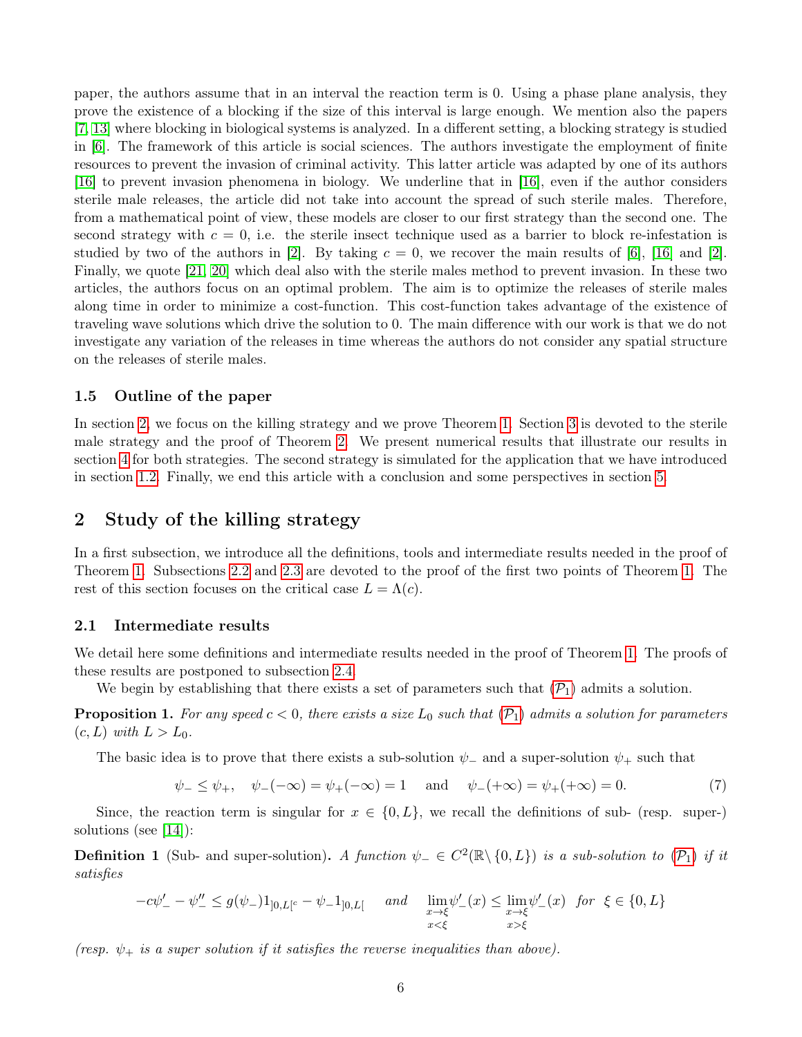paper, the authors assume that in an interval the reaction term is 0. Using a phase plane analysis, they prove the existence of a blocking if the size of this interval is large enough. We mention also the papers [7, 13] where blocking in biological systems is analyzed. In a different setting, a blocking strategy is studied in [6]. The framework of this article is social sciences. The authors investigate the employment of finite resources to prevent the invasion of criminal activity. This latter article was adapted by one of its authors [16] to prevent invasion phenomena in biology. We underline that in [16], even if the author considers sterile male releases, the article did not take into account the spread of such sterile males. Therefore, from a mathematical point of view, these models are closer to our first strategy than the second one. The second strategy with $c = 0$, i.e. the sterile insect technique used as a barrier to block re-infestation is studied by two of the authors in [2]. By taking $c = 0$, we recover the main results of [6], [16] and [2]. Finally, we quote [21, 20] which deal also with the sterile males method to prevent invasion. In these two articles, the authors focus on an optimal problem. The aim is to optimize the releases of sterile males along time in order to minimize a cost-function. This cost-function takes advantage of the existence of traveling wave solutions which drive the solution to 0. The main difference with our work is that we do not investigate any variation of the releases in time whereas the authors do not consider any spatial structure on the releases of sterile males.

### 1.5 Outline of the paper

In section 2, we focus on the killing strategy and we prove Theorem 1. Section 3 is devoted to the sterile male strategy and the proof of Theorem 2. We present numerical results that illustrate our results in section 4 for both strategies. The second strategy is simulated for the application that we have introduced in section 1.2. Finally, we end this article with a conclusion and some perspectives in section 5.

## 2 Study of the killing strategy

In a first subsection, we introduce all the definitions, tools and intermediate results needed in the proof of Theorem 1. Subsections 2.2 and 2.3 are devoted to the proof of the first two points of Theorem 1. The rest of this section focuses on the critical case $L = \Lambda(c)$.

### 2.1 Intermediate results

We detail here some definitions and intermediate results needed in the proof of Theorem 1. The proofs of these results are postponed to subsection 2.4.

We begin by establishing that there exists a set of parameters such that ($\mathcal{P}_1$) admits a solution.

**Proposition 1.** *For any speed $c < 0$, there exists a size $L_0$ such that ($\mathcal{P}_1$) admits a solution for parameters $(c, L)$ with $L > L_0$.*

The basic idea is to prove that there exists a sub-solution $\psi_-$ and a super-solution $\psi_+$ such that

$$\psi_- \le \psi_+, \quad \psi_-(-\infty) = \psi_+(-\infty) = 1 \quad \text{and} \quad \psi_-(+\infty) = \psi_+(+\infty) = 0. \tag{7}$$

Since, the reaction term is singular for $x \in \{0, L\}$, we recall the definitions of sub- (resp. super-) solutions (see [14]):

**Definition 1** (Sub- and super-solution)**.** *A function $\psi_- \in C^2(\mathbb{R}\setminus\{0, L\})$ is a sub-solution to ($\mathcal{P}_1$) if it satisfies*

$$-c\psi_-' - \psi_-'' \le g(\psi_-)1_{]0,L[^c} - \psi_- 1_{]0,L[} \quad \text{and} \quad \lim_{\substack{x\to\xi \\ x<\xi}} \psi_-'(x) \le \lim_{\substack{x\to\xi \\ x>\xi}} \psi_-'(x) \quad \text{for} \;\; \xi \in \{0, L\}$$

*(resp. $\psi_+$ is a super solution if it satisfies the reverse inequalities than above).*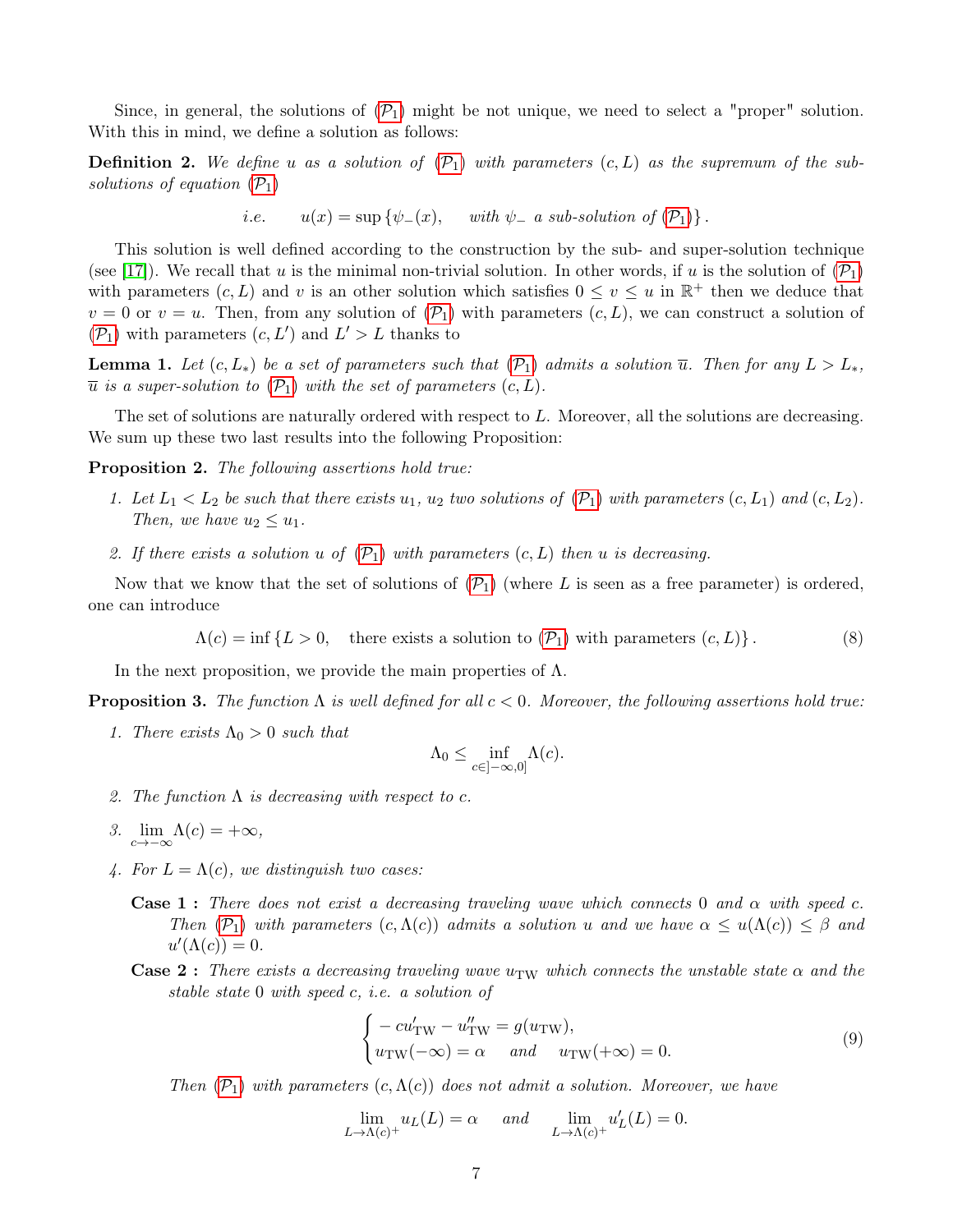Since, in general, the solutions of ($\mathcal{P}_1$) might be not unique, we need to select a "proper" solution. With this in mind, we define a solution as follows:

**Definition 2.** *We define $u$ as a solution of ($\mathcal{P}_1$) with parameters $(c, L)$ as the supremum of the sub-solutions of equation ($\mathcal{P}_1$)*

$$i.e. \qquad u(x) = \sup \{\psi_-(x), \quad \text{with } \psi_- \text{ a sub-solution of } (\mathcal{P}_1)\}.$$

This solution is well defined according to the construction by the sub- and super-solution technique (see [17]). We recall that $u$ is the minimal non-trivial solution. In other words, if $u$ is the solution of ($\mathcal{P}_1$) with parameters $(c, L)$ and $v$ is an other solution which satisfies $0 \leq v \leq u$ in $\mathbb{R}^+$ then we deduce that $v = 0$ or $v = u$. Then, from any solution of ($\mathcal{P}_1$) with parameters $(c, L)$, we can construct a solution of ($\mathcal{P}_1$) with parameters $(c, L')$ and $L' > L$ thanks to

**Lemma 1.** *Let $(c, L_*)$ be a set of parameters such that ($\mathcal{P}_1$) admits a solution $\overline{u}$. Then for any $L > L_*$, $\overline{u}$ is a super-solution to ($\mathcal{P}_1$) with the set of parameters $(c, L)$.*

The set of solutions are naturally ordered with respect to $L$. Moreover, all the solutions are decreasing. We sum up these two last results into the following Proposition:

**Proposition 2.** *The following assertions hold true:*

1. *Let $L_1 < L_2$ be such that there exists $u_1$, $u_2$ two solutions of ($\mathcal{P}_1$) with parameters $(c, L_1)$ and $(c, L_2)$. Then, we have $u_2 \leq u_1$.*
2. *If there exists a solution $u$ of ($\mathcal{P}_1$) with parameters $(c, L)$ then $u$ is decreasing.*

Now that we know that the set of solutions of ($\mathcal{P}_1$) (where $L$ is seen as a free parameter) is ordered, one can introduce

$$\Lambda(c) = \inf \{L > 0, \quad \text{there exists a solution to } (\mathcal{P}_1) \text{ with parameters } (c, L)\}. \tag{8}$$

In the next proposition, we provide the main properties of $\Lambda$.

**Proposition 3.** *The function $\Lambda$ is well defined for all $c < 0$. Moreover, the following assertions hold true:*

1. *There exists $\Lambda_0 > 0$ such that*
$$\Lambda_0 \leq \inf_{c \in ]-\infty, 0]} \Lambda(c).$$
2. *The function $\Lambda$ is decreasing with respect to $c$.*
3. $\lim_{c \to -\infty} \Lambda(c) = +\infty,$
4. *For $L = \Lambda(c)$, we distinguish two cases:*

   **Case 1 :** *There does not exist a decreasing traveling wave which connects 0 and $\alpha$ with speed $c$. Then ($\mathcal{P}_1$) with parameters $(c, \Lambda(c))$ admits a solution $u$ and we have $\alpha \leq u(\Lambda(c)) \leq \beta$ and $u'(\Lambda(c)) = 0$.*

   **Case 2 :** *There exists a decreasing traveling wave $u_{\text{TW}}$ which connects the unstable state $\alpha$ and the stable state 0 with speed $c$, i.e. a solution of*
$$\begin{cases} -cu_{\text{TW}}' - u_{\text{TW}}'' = g(u_{\text{TW}}), \\ u_{\text{TW}}(-\infty) = \alpha \quad \text{and} \quad u_{\text{TW}}(+\infty) = 0. \end{cases} \tag{9}$$
   *Then ($\mathcal{P}_1$) with parameters $(c, \Lambda(c))$ does not admit a solution. Moreover, we have*
$$\lim_{L \to \Lambda(c)^+} u_L(L) = \alpha \quad \text{and} \quad \lim_{L \to \Lambda(c)^+} u_L'(L) = 0.$$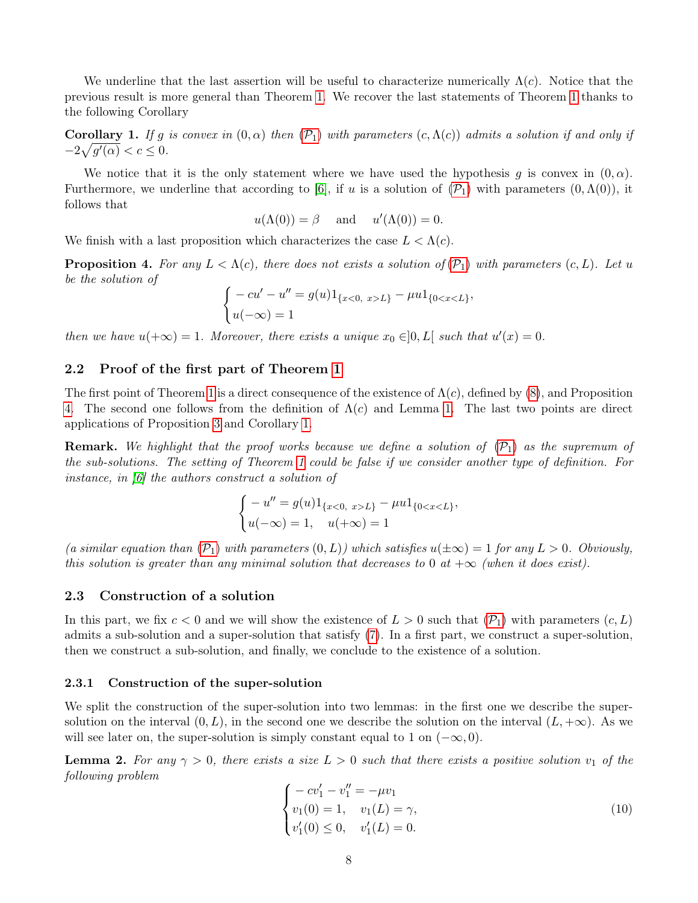We underline that the last assertion will be useful to characterize numerically $\Lambda(c)$. Notice that the previous result is more general than Theorem 1. We recover the last statements of Theorem 1 thanks to the following Corollary

**Corollary 1.** *If $g$ is convex in $(0, \alpha)$ then ($\mathcal{P}_1$) with parameters $(c, \Lambda(c))$ admits a solution if and only if $-2\sqrt{g'(\alpha)} < c \leq 0$.*

We notice that it is the only statement where we have used the hypothesis $g$ is convex in $(0, \alpha)$. Furthermore, we underline that according to [6], if $u$ is a solution of ($\mathcal{P}_1$) with parameters $(0, \Lambda(0))$, it follows that

$$u(\Lambda(0)) = \beta \quad \text{and} \quad u'(\Lambda(0)) = 0.$$

We finish with a last proposition which characterizes the case $L < \Lambda(c)$.

**Proposition 4.** *For any $L < \Lambda(c)$, there does not exists a solution of ($\mathcal{P}_1$) with parameters $(c, L)$. Let $u$ be the solution of*

$$\begin{cases} -cu' - u'' = g(u)1_{\{x<0,\ x>L\}} - \mu u 1_{\{0<x<L\}}, \\ u(-\infty) = 1 \end{cases}$$

*then we have $u(+\infty) = 1$. Moreover, there exists a unique $x_0 \in ]0, L[$ such that $u'(x) = 0$.*

### 2.2 Proof of the first part of Theorem 1

The first point of Theorem 1 is a direct consequence of the existence of $\Lambda(c)$, defined by (8), and Proposition 4. The second one follows from the definition of $\Lambda(c)$ and Lemma 1. The last two points are direct applications of Proposition 3 and Corollary 1.

**Remark.** *We highlight that the proof works because we define a solution of ($\mathcal{P}_1$) as the supremum of the sub-solutions. The setting of Theorem 1 could be false if we consider another type of definition. For instance, in [6] the authors construct a solution of*

$$\begin{cases} -u'' = g(u)1_{\{x<0,\ x>L\}} - \mu u 1_{\{0<x<L\}}, \\ u(-\infty) = 1, \quad u(+\infty) = 1 \end{cases}$$

*(a similar equation than ($\mathcal{P}_1$) with parameters $(0, L)$) which satisfies $u(\pm\infty) = 1$ for any $L > 0$. Obviously, this solution is greater than any minimal solution that decreases to 0 at $+\infty$ (when it does exist).*

### 2.3 Construction of a solution

In this part, we fix $c < 0$ and we will show the existence of $L > 0$ such that ($\mathcal{P}_1$) with parameters $(c, L)$ admits a sub-solution and a super-solution that satisfy (7). In a first part, we construct a super-solution, then we construct a sub-solution, and finally, we conclude to the existence of a solution.

#### 2.3.1 Construction of the super-solution

We split the construction of the super-solution into two lemmas: in the first one we describe the super-solution on the interval $(0, L)$, in the second one we describe the solution on the interval $(L, +\infty)$. As we will see later on, the super-solution is simply constant equal to 1 on $(-\infty, 0)$.

**Lemma 2.** *For any $\gamma > 0$, there exists a size $L > 0$ such that there exists a positive solution $v_1$ of the following problem*

$$\begin{cases} -cv_1' - v_1'' = -\mu v_1 \\ v_1(0) = 1, \quad v_1(L) = \gamma, \\ v_1'(0) \leq 0, \quad v_1'(L) = 0. \end{cases} \tag{10}$$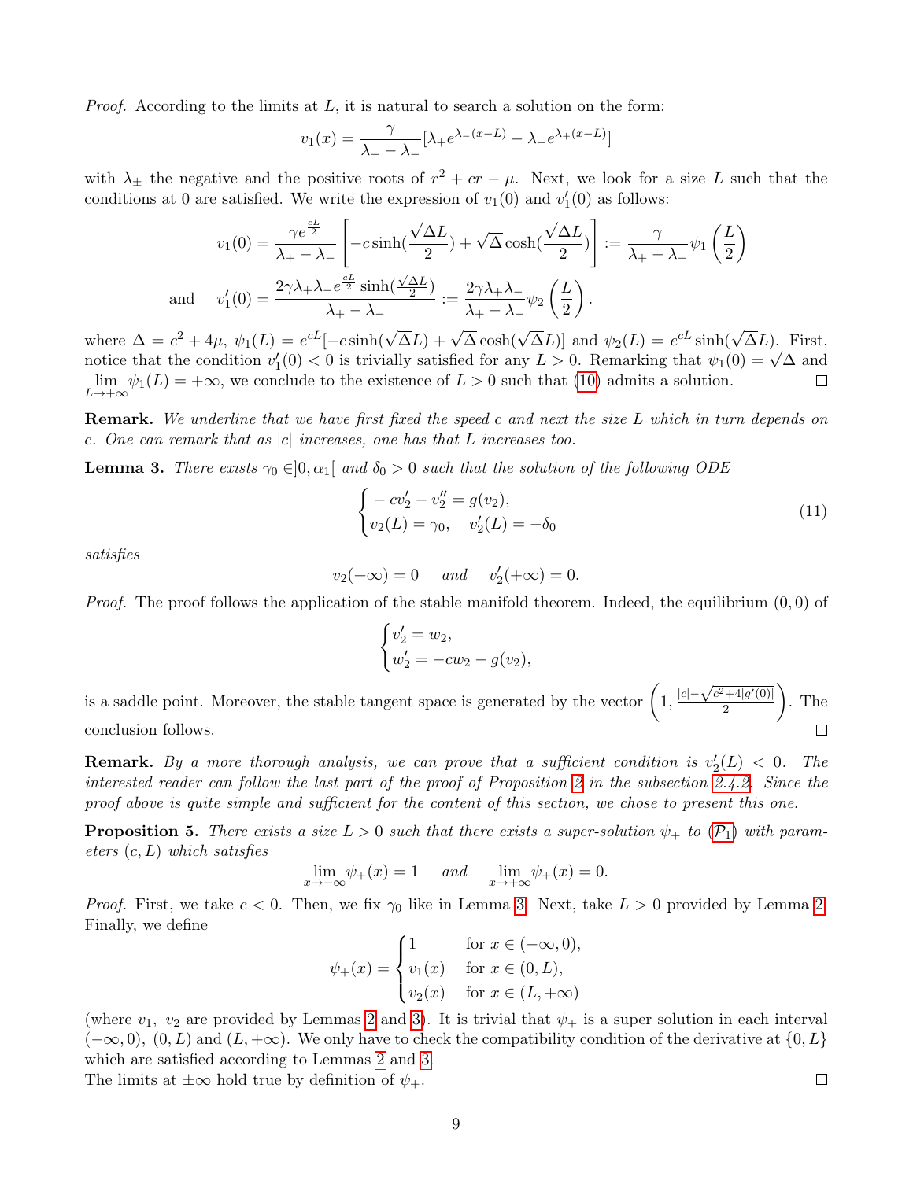*Proof.* According to the limits at $L$, it is natural to search a solution on the form:

$$v_1(x) = \frac{\gamma}{\lambda_+ - \lambda_-}[\lambda_+ e^{\lambda_-(x-L)} - \lambda_- e^{\lambda_+(x-L)}]$$

with $\lambda_\pm$ the negative and the positive roots of $r^2 + cr - \mu$. Next, we look for a size $L$ such that the conditions at 0 are satisfied. We write the expression of $v_1(0)$ and $v_1'(0)$ as follows:

$$v_1(0) = \frac{\gamma e^{\frac{cL}{2}}}{\lambda_+ - \lambda_-}\left[-c\sinh(\frac{\sqrt{\Delta}L}{2}) + \sqrt{\Delta}\cosh(\frac{\sqrt{\Delta}L}{2})\right] := \frac{\gamma}{\lambda_+ - \lambda_-}\psi_1\left(\frac{L}{2}\right)$$

$$\text{and} \quad v_1'(0) = \frac{2\gamma\lambda_+\lambda_- e^{\frac{cL}{2}}\sinh(\frac{\sqrt{\Delta}L}{2})}{\lambda_+ - \lambda_-} := \frac{2\gamma\lambda_+\lambda_-}{\lambda_+ - \lambda_-}\psi_2\left(\frac{L}{2}\right).$$

where $\Delta = c^2 + 4\mu$, $\psi_1(L) = e^{cL}[-c\sinh(\sqrt{\Delta}L) + \sqrt{\Delta}\cosh(\sqrt{\Delta}L)]$ and $\psi_2(L) = e^{cL}\sinh(\sqrt{\Delta}L)$. First, notice that the condition $v_1'(0) < 0$ is trivially satisfied for any $L > 0$. Remarking that $\psi_1(0) = \sqrt{\Delta}$ and $\lim\limits_{L\to+\infty}\psi_1(L) = +\infty$, we conclude to the existence of $L > 0$ such that (10) admits a solution. ∎

**Remark.** *We underline that we have first fixed the speed $c$ and next the size $L$ which in turn depends on $c$. One can remark that as $|c|$ increases, one has that $L$ increases too.*

**Lemma 3.** *There exists $\gamma_0 \in ]0, \alpha_1[$ and $\delta_0 > 0$ such that the solution of the following ODE*

$$\begin{cases} -cv_2' - v_2'' = g(v_2), \\ v_2(L) = \gamma_0, \quad v_2'(L) = -\delta_0 \end{cases} \tag{11}$$

*satisfies*

$$v_2(+\infty) = 0 \quad \text{and} \quad v_2'(+\infty) = 0.$$

*Proof.* The proof follows the application of the stable manifold theorem. Indeed, the equilibrium $(0,0)$ of

$$\begin{cases} v_2' = w_2, \\ w_2' = -cw_2 - g(v_2), \end{cases}$$

is a saddle point. Moreover, the stable tangent space is generated by the vector $\left(1, \frac{|c| - \sqrt{c^2 + 4|g'(0)|}}{2}\right)$. The conclusion follows. ∎

**Remark.** *By a more thorough analysis, we can prove that a sufficient condition is $v_2'(L) < 0$. The interested reader can follow the last part of the proof of Proposition 2 in the subsection 2.4.2. Since the proof above is quite simple and sufficient for the content of this section, we chose to present this one.*

**Proposition 5.** *There exists a size $L > 0$ such that there exists a super-solution $\psi_+$ to ($\mathcal{P}_1$) with parameters $(c, L)$ which satisfies*

$$\lim_{x\to-\infty}\psi_+(x) = 1 \quad \text{and} \quad \lim_{x\to+\infty}\psi_+(x) = 0.$$

*Proof.* First, we take $c < 0$. Then, we fix $\gamma_0$ like in Lemma 3. Next, take $L > 0$ provided by Lemma 2. Finally, we define

$$\psi_+(x) = \begin{cases} 1 & \text{for } x \in (-\infty, 0), \\ v_1(x) & \text{for } x \in (0, L), \\ v_2(x) & \text{for } x \in (L, +\infty) \end{cases}$$

(where $v_1$, $v_2$ are provided by Lemmas 2 and 3). It is trivial that $\psi_+$ is a super solution in each interval $(-\infty, 0)$, $(0, L)$ and $(L, +\infty)$. We only have to check the compatibility condition of the derivative at $\{0, L\}$ which are satisfied according to Lemmas 2 and 3.
The limits at $\pm\infty$ hold true by definition of $\psi_+$. ∎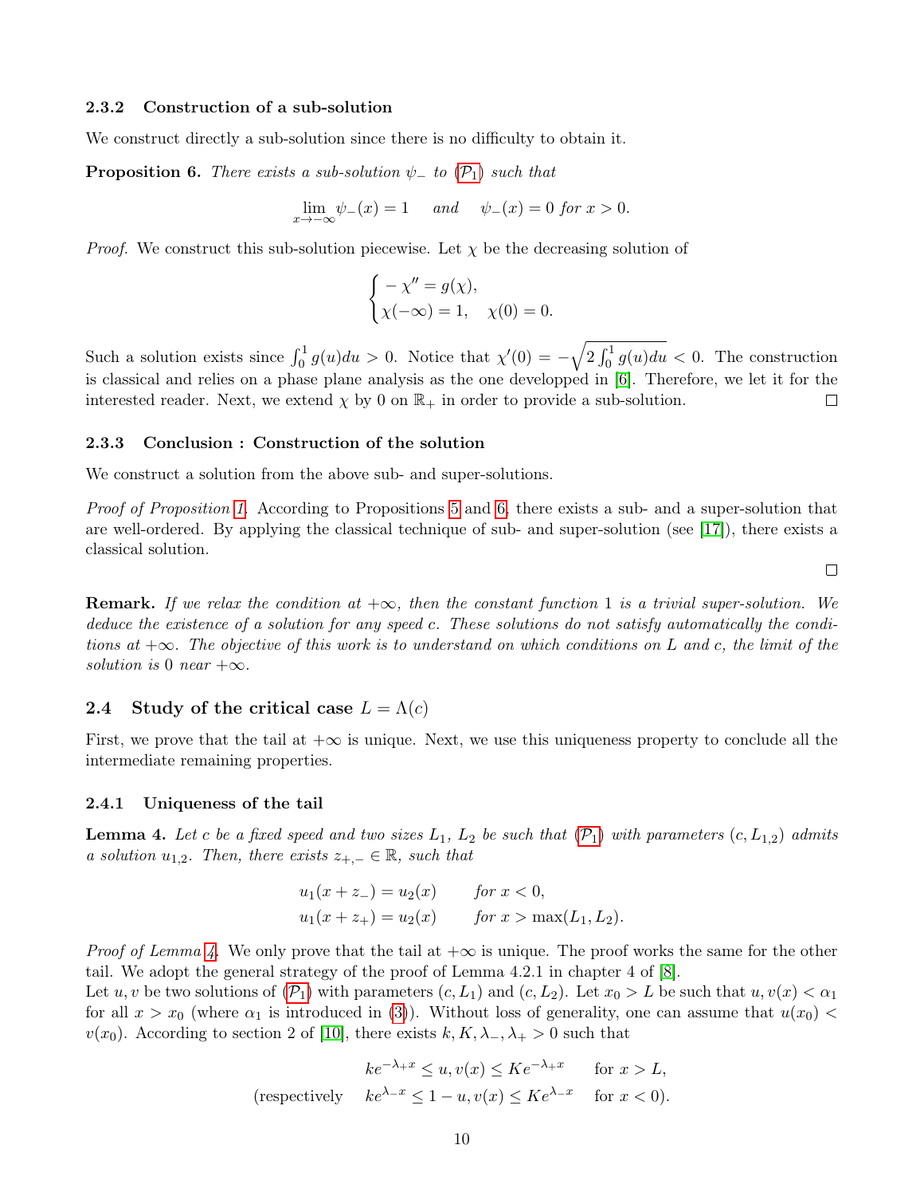### 2.3.2 Construction of a sub-solution

We construct directly a sub-solution since there is no difficulty to obtain it.

**Proposition 6.** *There exists a sub-solution $\psi_-$ to ($\mathcal{P}_1$) such that*

$$\lim_{x\to-\infty} \psi_-(x) = 1 \quad \text{ and } \quad \psi_-(x) = 0 \text{ for } x > 0.$$

*Proof.* We construct this sub-solution piecewise. Let $\chi$ be the decreasing solution of

$$\begin{cases} -\chi'' = g(\chi), \\ \chi(-\infty) = 1, \quad \chi(0) = 0. \end{cases}$$

Such a solution exists since $\int_0^1 g(u)du > 0$. Notice that $\chi'(0) = -\sqrt{2\int_0^1 g(u)du} < 0$. The construction is classical and relies on a phase plane analysis as the one developped in [6]. Therefore, we let it for the interested reader. Next, we extend $\chi$ by 0 on $\mathbb{R}_+$ in order to provide a sub-solution. □

### 2.3.3 Conclusion : Construction of the solution

We construct a solution from the above sub- and super-solutions.

*Proof of Proposition 1.* According to Propositions 5 and 6, there exists a sub- and a super-solution that are well-ordered. By applying the classical technique of sub- and super-solution (see [17]), there exists a classical solution.

□

**Remark.** *If we relax the condition at $+\infty$, then the constant function 1 is a trivial super-solution. We deduce the existence of a solution for any speed c. These solutions do not satisfy automatically the conditions at $+\infty$. The objective of this work is to understand on which conditions on L and c, the limit of the solution is 0 near $+\infty$.*

## 2.4 Study of the critical case $L = \Lambda(c)$

First, we prove that the tail at $+\infty$ is unique. Next, we use this uniqueness property to conclude all the intermediate remaining properties.

### 2.4.1 Uniqueness of the tail

**Lemma 4.** *Let c be a fixed speed and two sizes $L_1$, $L_2$ be such that ($\mathcal{P}_1$) with parameters $(c, L_{1,2})$ admits a solution $u_{1,2}$. Then, there exists $z_{+,-} \in \mathbb{R}$, such that*

$$\begin{aligned} u_1(x + z_-) &= u_2(x) \qquad \text{for } x < 0, \\ u_1(x + z_+) &= u_2(x) \qquad \text{for } x > \max(L_1, L_2). \end{aligned}$$

*Proof of Lemma 4.* We only prove that the tail at $+\infty$ is unique. The proof works the same for the other tail. We adopt the general strategy of the proof of Lemma 4.2.1 in chapter 4 of [8].
Let $u, v$ be two solutions of ($\mathcal{P}_1$) with parameters $(c, L_1)$ and $(c, L_2)$. Let $x_0 > L$ be such that $u, v(x) < \alpha_1$ for all $x > x_0$ (where $\alpha_1$ is introduced in (3)). Without loss of generality, one can assume that $u(x_0) < v(x_0)$. According to section 2 of [10], there exists $k, K, \lambda_-, \lambda_+ > 0$ such that

$$\begin{aligned} ke^{-\lambda_+ x} \leq u, v(x) &\leq Ke^{-\lambda_+ x} \qquad \text{for } x > L, \\ (\text{respectively} \quad ke^{\lambda_- x} \leq 1 - u, v(x) &\leq Ke^{\lambda_- x} \qquad \text{for } x < 0). \end{aligned}$$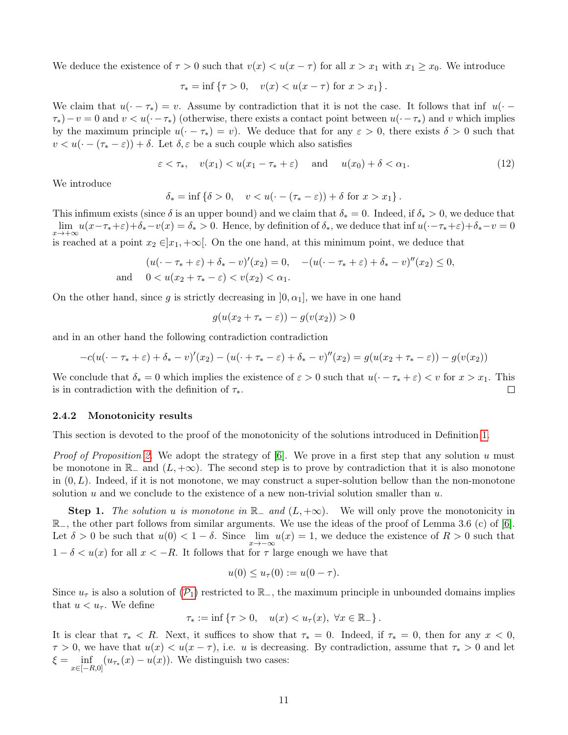We deduce the existence of $\tau > 0$ such that $v(x) < u(x-\tau)$ for all $x > x_1$ with $x_1 \geq x_0$. We introduce

$$\tau_* = \inf\{\tau > 0, \quad v(x) < u(x-\tau) \text{ for } x > x_1\}.$$

We claim that $u(\cdot - \tau_*) = v$. Assume by contradiction that it is not the case. It follows that $\inf\ u(\cdot - \tau_*) - v = 0$ and $v < u(\cdot - \tau_*)$ (otherwise, there exists a contact point between $u(\cdot - \tau_*)$ and $v$ which implies by the maximum principle $u(\cdot - \tau_*) = v$). We deduce that for any $\varepsilon > 0$, there exists $\delta > 0$ such that $v < u(\cdot - (\tau_* - \varepsilon)) + \delta$. Let $\delta, \varepsilon$ be a such couple which also satisfies

$$\varepsilon < \tau_*, \quad v(x_1) < u(x_1 - \tau_* + \varepsilon) \quad \text{ and } \quad u(x_0) + \delta < \alpha_1. \tag{12}$$

We introduce

$$\delta_* = \inf\{\delta > 0, \quad v < u(\cdot - (\tau_* - \varepsilon)) + \delta \text{ for } x > x_1\}.$$

This infimum exists (since $\delta$ is an upper bound) and we claim that $\delta_* = 0$. Indeed, if $\delta_* > 0$, we deduce that $\lim\limits_{x\to+\infty} u(x - \tau_* + \varepsilon) + \delta_* - v(x) = \delta_* > 0$. Hence, by definition of $\delta_*$, we deduce that $\inf u(\cdot - \tau_* + \varepsilon) + \delta_* - v = 0$ is reached at a point $x_2 \in ]x_1, +\infty[$. On the one hand, at this minimum point, we deduce that

$$\begin{aligned} &(u(\cdot - \tau_* + \varepsilon) + \delta_* - v)'(x_2) = 0, \quad -(u(\cdot - \tau_* + \varepsilon) + \delta_* - v)''(x_2) \leq 0, \\ \text{and} \quad &0 < u(x_2 + \tau_* - \varepsilon) < v(x_2) < \alpha_1. \end{aligned}$$

On the other hand, since $g$ is strictly decreasing in $]0, \alpha_1]$, we have in one hand

$$g(u(x_2 + \tau_* - \varepsilon)) - g(v(x_2)) > 0$$

and in an other hand the following contradiction contradiction

$$-c(u(\cdot - \tau_* + \varepsilon) + \delta_* - v)'(x_2) - (u(\cdot + \tau_* - \varepsilon) + \delta_* - v)''(x_2) = g(u(x_2 + \tau_* - \varepsilon)) - g(v(x_2))$$

We conclude that $\delta_* = 0$ which implies the existence of $\varepsilon > 0$ such that $u(\cdot - \tau_* + \varepsilon) < v$ for $x > x_1$. This is in contradiction with the definition of $\tau_*$. □

### 2.4.2 Monotonicity results

This section is devoted to the proof of the monotonicity of the solutions introduced in Definition 1.

*Proof of Proposition 2.* We adopt the strategy of [6]. We prove in a first step that any solution $u$ must be monotone in $\mathbb{R}_-$ and $(L, +\infty)$. The second step is to prove by contradiction that it is also monotone in $(0, L)$. Indeed, if it is not monotone, we may construct a super-solution bellow than the non-monotone solution $u$ and we conclude to the existence of a new non-trivial solution smaller than $u$.

**Step 1.** *The solution $u$ is monotone in $\mathbb{R}_-$ and $(L, +\infty)$.* We will only prove the monotonicity in $\mathbb{R}_-$, the other part follows from similar arguments. We use the ideas of the proof of Lemma 3.6 (c) of [6]. Let $\delta > 0$ be such that $u(0) < 1 - \delta$. Since $\lim\limits_{x\to-\infty} u(x) = 1$, we deduce the existence of $R > 0$ such that $1 - \delta < u(x)$ for all $x < -R$. It follows that for $\tau$ large enough we have that

$$u(0) \leq u_\tau(0) := u(0 - \tau).$$

Since $u_\tau$ is also a solution of ($\mathcal{P}_1$) restricted to $\mathbb{R}_-$, the maximum principle in unbounded domains implies that $u < u_\tau$. We define

$$\tau_* := \inf\{\tau > 0, \quad u(x) < u_\tau(x), \ \forall x \in \mathbb{R}_-\}.$$

It is clear that $\tau_* < R$. Next, it suffices to show that $\tau_* = 0$. Indeed, if $\tau_* = 0$, then for any $x < 0$, $\tau > 0$, we have that $u(x) < u(x - \tau)$, i.e. $u$ is decreasing. By contradiction, assume that $\tau_* > 0$ and let $\xi = \inf\limits_{x\in[-R,0]} (u_{\tau_*}(x) - u(x))$. We distinguish two cases: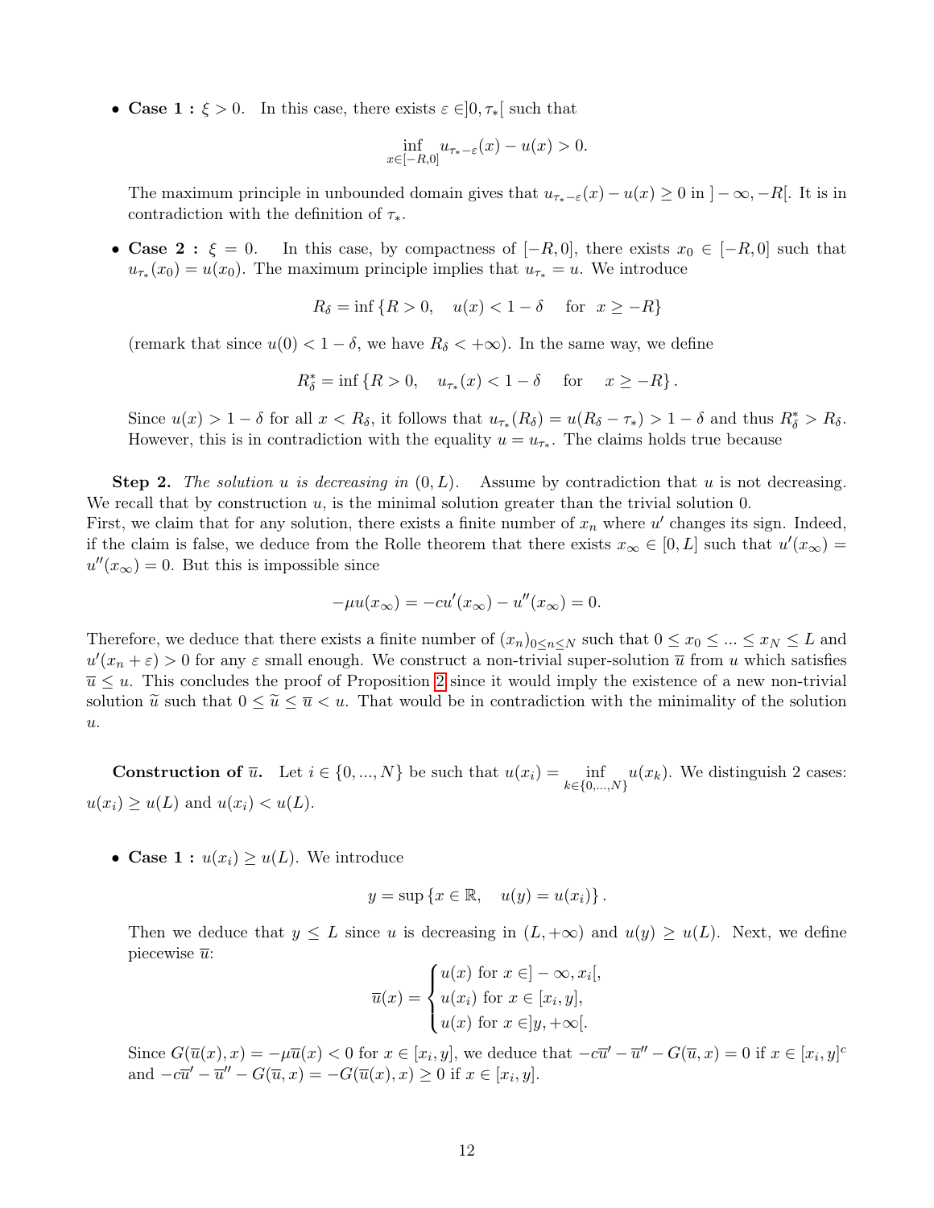- **Case 1 :** $\xi > 0$. In this case, there exists $\varepsilon \in ]0, \tau_*[$ such that

$$\inf_{x\in[-R,0]} u_{\tau_*-\varepsilon}(x) - u(x) > 0.$$

The maximum principle in unbounded domain gives that $u_{\tau_*-\varepsilon}(x) - u(x) \geq 0$ in $]-\infty, -R[$. It is in contradiction with the definition of $\tau_*$.

- **Case 2 :** $\xi = 0$. In this case, by compactness of $[-R, 0]$, there exists $x_0 \in [-R, 0]$ such that $u_{\tau_*}(x_0) = u(x_0)$. The maximum principle implies that $u_{\tau_*} = u$. We introduce

$$R_\delta = \inf\{R > 0, \quad u(x) < 1 - \delta \quad \text{for} \quad x \geq -R\}$$

(remark that since $u(0) < 1 - \delta$, we have $R_\delta < +\infty$). In the same way, we define

$$R^*_\delta = \inf\{R > 0, \quad u_{\tau_*}(x) < 1 - \delta \quad \text{for} \quad x \geq -R\}.$$

Since $u(x) > 1 - \delta$ for all $x < R_\delta$, it follows that $u_{\tau_*}(R_\delta) = u(R_\delta - \tau_*) > 1 - \delta$ and thus $R^*_\delta > R_\delta$. However, this is in contradiction with the equality $u = u_{\tau_*}$. The claims holds true because

**Step 2.** *The solution $u$ is decreasing in $(0, L)$.* Assume by contradiction that $u$ is not decreasing. We recall that by construction $u$, is the minimal solution greater than the trivial solution 0.
First, we claim that for any solution, there exists a finite number of $x_n$ where $u'$ changes its sign. Indeed, if the claim is false, we deduce from the Rolle theorem that there exists $x_\infty \in [0, L]$ such that $u'(x_\infty) = u''(x_\infty) = 0$. But this is impossible since

$$-\mu u(x_\infty) = -cu'(x_\infty) - u''(x_\infty) = 0.$$

Therefore, we deduce that there exists a finite number of $(x_n)_{0\leq n\leq N}$ such that $0 \leq x_0 \leq ... \leq x_N \leq L$ and $u'(x_n + \varepsilon) > 0$ for any $\varepsilon$ small enough. We construct a non-trivial super-solution $\overline{u}$ from $u$ which satisfies $\overline{u} \leq u$. This concludes the proof of Proposition 2 since it would imply the existence of a new non-trivial solution $\widetilde{u}$ such that $0 \leq \widetilde{u} \leq \overline{u} < u$. That would be in contradiction with the minimality of the solution $u$.

**Construction of $\overline{u}$.** Let $i \in \{0, ..., N\}$ be such that $u(x_i) = \inf_{k\in\{0,...,N\}} u(x_k)$. We distinguish 2 cases: $u(x_i) \geq u(L)$ and $u(x_i) < u(L)$.

- **Case 1 :** $u(x_i) \geq u(L)$. We introduce

$$y = \sup\{x \in \mathbb{R}, \quad u(y) = u(x_i)\}.$$

Then we deduce that $y \leq L$ since $u$ is decreasing in $(L, +\infty)$ and $u(y) \geq u(L)$. Next, we define piecewise $\overline{u}$:

$$\overline{u}(x) = \begin{cases} u(x) \text{ for } x \in ]-\infty, x_i[, \\ u(x_i) \text{ for } x \in [x_i, y], \\ u(x) \text{ for } x \in ]y, +\infty[. \end{cases}$$

Since $G(\overline{u}(x), x) = -\mu\overline{u}(x) < 0$ for $x \in [x_i, y]$, we deduce that $-c\overline{u}' - \overline{u}'' - G(\overline{u}, x) = 0$ if $x \in [x_i, y]^c$ and $-c\overline{u}' - \overline{u}'' - G(\overline{u}, x) = -G(\overline{u}(x), x) \geq 0$ if $x \in [x_i, y]$.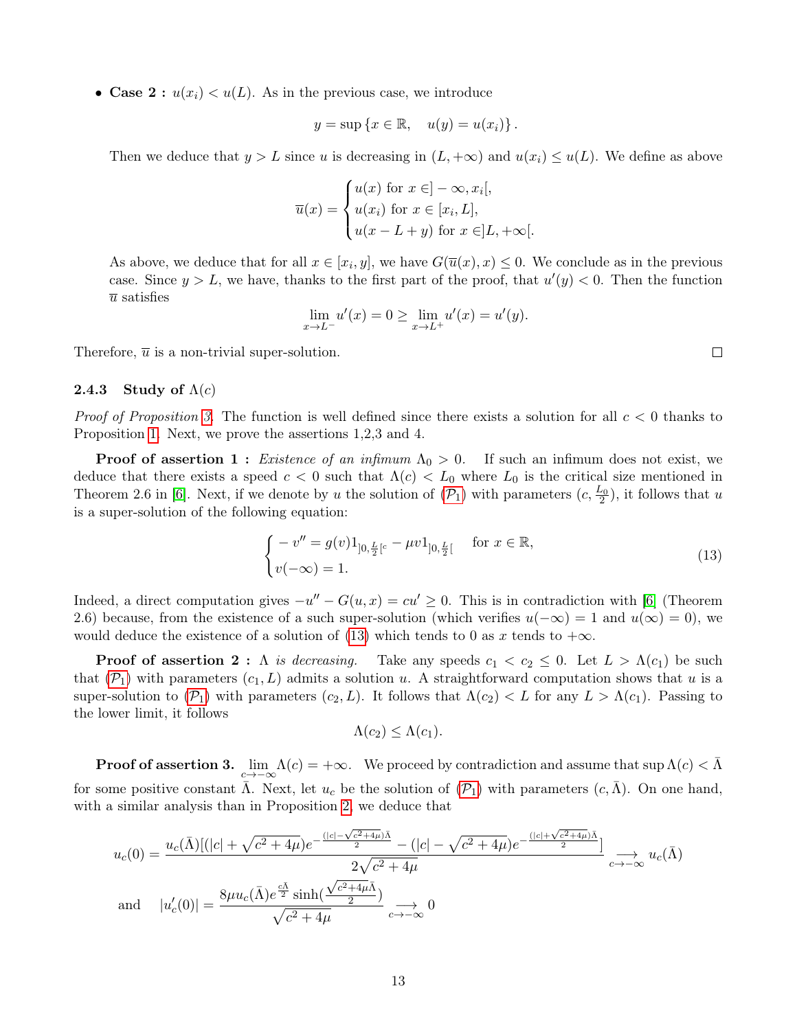- **Case 2 :** $u(x_i) < u(L)$. As in the previous case, we introduce

$$y = \sup\{x \in \mathbb{R}, \quad u(y) = u(x_i)\}.$$

Then we deduce that $y > L$ since $u$ is decreasing in $(L, +\infty)$ and $u(x_i) \leq u(L)$. We define as above

$$\overline{u}(x) = \begin{cases} u(x) \text{ for } x \in ]-\infty, x_i[, \\ u(x_i) \text{ for } x \in [x_i, L], \\ u(x - L + y) \text{ for } x \in ]L, +\infty[. \end{cases}$$

As above, we deduce that for all $x \in [x_i, y]$, we have $G(\overline{u}(x), x) \leq 0$. We conclude as in the previous case. Since $y > L$, we have, thanks to the first part of the proof, that $u'(y) < 0$. Then the function $\overline{u}$ satisfies

$$\lim_{x \to L^-} u'(x) = 0 \geq \lim_{x \to L^+} u'(x) = u'(y).$$

Therefore, $\overline{u}$ is a non-trivial super-solution. ☐

### 2.4.3 Study of $\Lambda(c)$

*Proof of Proposition 3.* The function is well defined since there exists a solution for all $c < 0$ thanks to Proposition 1. Next, we prove the assertions 1,2,3 and 4.

**Proof of assertion 1 :** *Existence of an infimum* $\Lambda_0 > 0$. If such an infimum does not exist, we deduce that there exists a speed $c < 0$ such that $\Lambda(c) < L_0$ where $L_0$ is the critical size mentioned in Theorem 2.6 in [6]. Next, if we denote by $u$ the solution of ($\mathcal{P}_1$) with parameters $(c, \frac{L_0}{2})$, it follows that $u$ is a super-solution of the following equation:

$$\begin{cases} -v'' = g(v)1_{]0,\frac{L}{2}[^c} - \mu v 1_{]0,\frac{L}{2}[} \quad \text{ for } x \in \mathbb{R}, \\ v(-\infty) = 1. \end{cases} \tag{13}$$

Indeed, a direct computation gives $-u'' - G(u, x) = cu' \geq 0$. This is in contradiction with [6] (Theorem 2.6) because, from the existence of a such super-solution (which verifies $u(-\infty) = 1$ and $u(\infty) = 0$), we would deduce the existence of a solution of (13) which tends to 0 as $x$ tends to $+\infty$.

**Proof of assertion 2 :** *$\Lambda$ is decreasing.* Take any speeds $c_1 < c_2 \leq 0$. Let $L > \Lambda(c_1)$ be such that ($\mathcal{P}_1$) with parameters $(c_1, L)$ admits a solution $u$. A straightforward computation shows that $u$ is a super-solution to ($\mathcal{P}_1$) with parameters $(c_2, L)$. It follows that $\Lambda(c_2) < L$ for any $L > \Lambda(c_1)$. Passing to the lower limit, it follows

$$\Lambda(c_2) \leq \Lambda(c_1).$$

**Proof of assertion 3.** $\lim\limits_{c \to -\infty} \Lambda(c) = +\infty$. We proceed by contradiction and assume that $\sup \Lambda(c) < \bar{\Lambda}$ for some positive constant $\bar{\Lambda}$. Next, let $u_c$ be the solution of ($\mathcal{P}_1$) with parameters $(c, \bar{\Lambda})$. On one hand, with a similar analysis than in Proposition 2, we deduce that

$$u_c(0) = \frac{u_c(\bar{\Lambda})[(|c| + \sqrt{c^2 + 4\mu})e^{-\frac{(|c| - \sqrt{c^2+4\mu})\bar{\Lambda}}{2}} - (|c| - \sqrt{c^2 + 4\mu})e^{-\frac{(|c|+\sqrt{c^2+4\mu})\bar{\Lambda}}{2}}]}{2\sqrt{c^2 + 4\mu}} \underset{c \to -\infty}{\longrightarrow} u_c(\bar{\Lambda})$$

$$\text{and} \quad |u_c'(0)| = \frac{8\mu u_c(\bar{\Lambda}) e^{\frac{c\bar{\Lambda}}{2}} \sinh(\frac{\sqrt{c^2+4\mu}\bar{\Lambda}}{2})}{\sqrt{c^2 + 4\mu}} \underset{c \to -\infty}{\longrightarrow} 0$$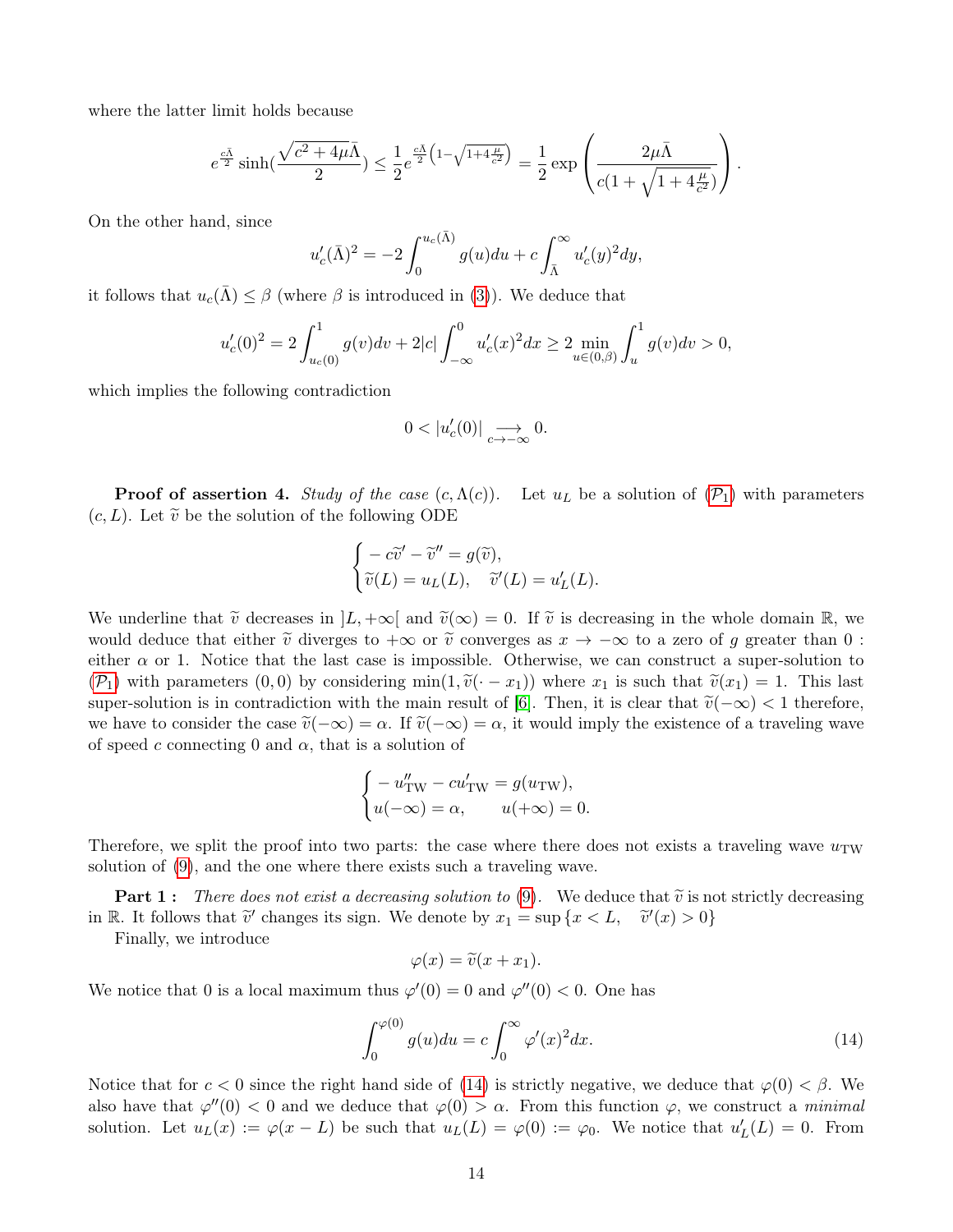where the latter limit holds because

$$e^{\frac{c\bar{\Lambda}}{2}}\sinh\Big(\frac{\sqrt{c^2+4\mu}\bar{\Lambda}}{2}\Big) \leq \frac{1}{2}e^{\frac{c\bar{\Lambda}}{2}\left(1-\sqrt{1+4\frac{\mu}{c^2}}\right)} = \frac{1}{2}\exp\left(\frac{2\mu\bar{\Lambda}}{c(1+\sqrt{1+4\frac{\mu}{c^2}})}\right).$$

On the other hand, since

$$u_c'(\bar{\Lambda})^2 = -2\int_0^{u_c(\bar{\Lambda})} g(u)du + c\int_{\bar{\Lambda}}^{\infty} u_c'(y)^2 dy,$$

it follows that $u_c(\bar{\Lambda}) \leq \beta$ (where $\beta$ is introduced in (3)). We deduce that

$$u_c'(0)^2 = 2\int_{u_c(0)}^1 g(v)dv + 2|c|\int_{-\infty}^0 u_c'(x)^2 dx \geq 2\min_{u\in(0,\beta)}\int_u^1 g(v)dv > 0,$$

which implies the following contradiction

$$0 < |u_c'(0)| \underset{c\to-\infty}{\longrightarrow} 0.$$

**Proof of assertion 4.** *Study of the case* $(c,\Lambda(c))$. Let $u_L$ be a solution of ($\mathcal{P}_1$) with parameters $(c,L)$. Let $\widetilde{v}$ be the solution of the following ODE

$$\begin{cases} -c\widetilde{v}' - \widetilde{v}'' = g(\widetilde{v}), \\ \widetilde{v}(L) = u_L(L), \quad \widetilde{v}'(L) = u_L'(L). \end{cases}$$

We underline that $\widetilde{v}$ decreases in $]L,+\infty[$ and $\widetilde{v}(\infty) = 0$. If $\widetilde{v}$ is decreasing in the whole domain $\mathbb{R}$, we would deduce that either $\widetilde{v}$ diverges to $+\infty$ or $\widetilde{v}$ converges as $x\to-\infty$ to a zero of $g$ greater than 0 : either $\alpha$ or 1. Notice that the last case is impossible. Otherwise, we can construct a super-solution to ($\mathcal{P}_1$) with parameters $(0,0)$ by considering $\min(1,\widetilde{v}(\cdot - x_1))$ where $x_1$ is such that $\widetilde{v}(x_1) = 1$. This last super-solution is in contradiction with the main result of [6]. Then, it is clear that $\widetilde{v}(-\infty) < 1$ therefore, we have to consider the case $\widetilde{v}(-\infty) = \alpha$. If $\widetilde{v}(-\infty) = \alpha$, it would imply the existence of a traveling wave of speed $c$ connecting 0 and $\alpha$, that is a solution of

$$\begin{cases} -u_{\mathrm{TW}}'' - cu_{\mathrm{TW}}' = g(u_{\mathrm{TW}}), \\ u(-\infty) = \alpha, \qquad u(+\infty) = 0. \end{cases}$$

Therefore, we split the proof into two parts: the case where there does not exists a traveling wave $u_{\mathrm{TW}}$ solution of (9), and the one where there exists such a traveling wave.

**Part 1 :** *There does not exist a decreasing solution to* (9). We deduce that $\widetilde{v}$ is not strictly decreasing in $\mathbb{R}$. It follows that $\widetilde{v}'$ changes its sign. We denote by $x_1 = \sup\{x < L, \quad \widetilde{v}'(x) > 0\}$

Finally, we introduce

$$\varphi(x) = \widetilde{v}(x + x_1).$$

We notice that 0 is a local maximum thus $\varphi'(0) = 0$ and $\varphi''(0) < 0$. One has

$$\int_0^{\varphi(0)} g(u)du = c\int_0^{\infty}\varphi'(x)^2 dx. \tag{14}$$

Notice that for $c < 0$ since the right hand side of (14) is strictly negative, we deduce that $\varphi(0) < \beta$. We also have that $\varphi''(0) < 0$ and we deduce that $\varphi(0) > \alpha$. From this function $\varphi$, we construct a *minimal* solution. Let $u_L(x) := \varphi(x - L)$ be such that $u_L(L) = \varphi(0) := \varphi_0$. We notice that $u_L'(L) = 0$. From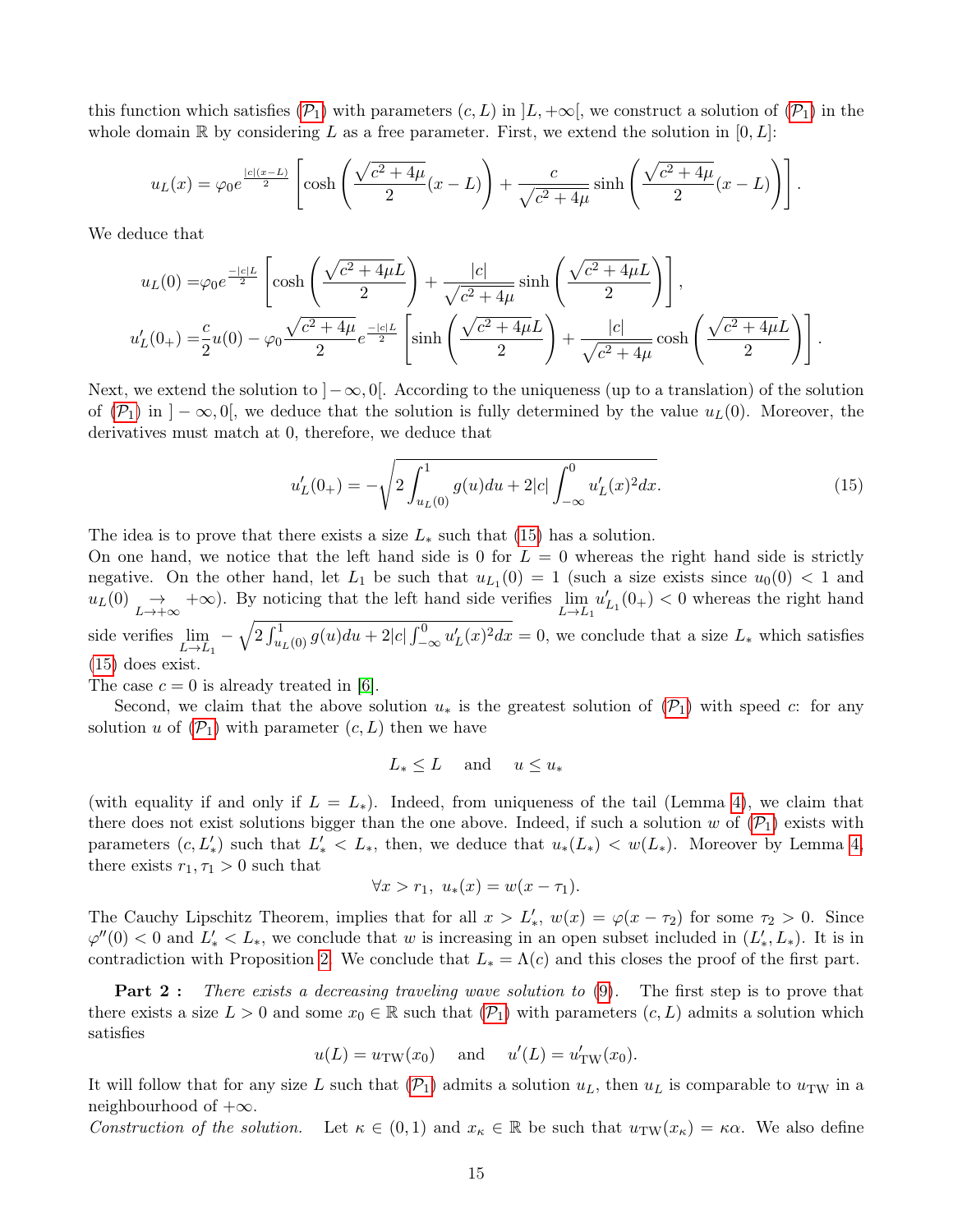this function which satisfies ($\mathcal{P}_1$) with parameters $(c, L)$ in $]L, +\infty[$, we construct a solution of ($\mathcal{P}_1$) in the whole domain $\mathbb{R}$ by considering $L$ as a free parameter. First, we extend the solution in $[0, L]$:

$$u_L(x) = \varphi_0 e^{\frac{|c|(x-L)}{2}} \left[\cosh\left(\frac{\sqrt{c^2+4\mu}}{2}(x-L)\right) + \frac{c}{\sqrt{c^2+4\mu}} \sinh\left(\frac{\sqrt{c^2+4\mu}}{2}(x-L)\right)\right].$$

We deduce that

$$\begin{aligned} u_L(0) =& \varphi_0 e^{\frac{-|c|L}{2}} \left[\cosh\left(\frac{\sqrt{c^2+4\mu}L}{2}\right) + \frac{|c|}{\sqrt{c^2+4\mu}} \sinh\left(\frac{\sqrt{c^2+4\mu}L}{2}\right)\right], \\ u_L'(0_+) =& \frac{c}{2}u(0) - \varphi_0 \frac{\sqrt{c^2+4\mu}}{2} e^{\frac{-|c|L}{2}} \left[\sinh\left(\frac{\sqrt{c^2+4\mu}L}{2}\right) + \frac{|c|}{\sqrt{c^2+4\mu}} \cosh\left(\frac{\sqrt{c^2+4\mu}L}{2}\right)\right]. \end{aligned}$$

Next, we extend the solution to $]-\infty, 0[$. According to the uniqueness (up to a translation) of the solution of ($\mathcal{P}_1$) in $]-\infty, 0[$, we deduce that the solution is fully determined by the value $u_L(0)$. Moreover, the derivatives must match at 0, therefore, we deduce that

$$u_L'(0_+) = -\sqrt{2\int_{u_L(0)}^1 g(u)du + 2|c| \int_{-\infty}^0 u_L'(x)^2 dx}. \tag{15}$$

The idea is to prove that there exists a size $L_*$ such that (15) has a solution.
On one hand, we notice that the left hand side is 0 for $L = 0$ whereas the right hand side is strictly negative. On the other hand, let $L_1$ be such that $u_{L_1}(0) = 1$ (such a size exists since $u_0(0) < 1$ and $u_L(0) \underset{L\to+\infty}{\to} +\infty$). By noticing that the left hand side verifies $\lim_{L\to L_1} u_{L_1}'(0_+) < 0$ whereas the right hand side verifies $\lim_{L\to L_1} -\sqrt{2\int_{u_L(0)}^1 g(u)du + 2|c|\int_{-\infty}^0 u_L'(x)^2 dx} = 0$, we conclude that a size $L_*$ which satisfies (15) does exist.
The case $c = 0$ is already treated in [6].

Second, we claim that the above solution $u_*$ is the greatest solution of ($\mathcal{P}_1$) with speed $c$: for any solution $u$ of ($\mathcal{P}_1$) with parameter $(c, L)$ then we have

$$L_* \leq L \quad \text{ and } \quad u \leq u_*$$

(with equality if and only if $L = L_*$). Indeed, from uniqueness of the tail (Lemma 4), we claim that there does not exist solutions bigger than the one above. Indeed, if such a solution $w$ of ($\mathcal{P}_1$) exists with parameters $(c, L_*')$ such that $L_*' < L_*$, then, we deduce that $u_*(L_*) < w(L_*)$. Moreover by Lemma 4, there exists $r_1, \tau_1 > 0$ such that

$$\forall x > r_1,\ u_*(x) = w(x - \tau_1).$$

The Cauchy Lipschitz Theorem, implies that for all $x > L_*'$, $w(x) = \varphi(x - \tau_2)$ for some $\tau_2 > 0$. Since $\varphi''(0) < 0$ and $L_*' < L_*$, we conclude that $w$ is increasing in an open subset included in $(L_*', L_*)$. It is in contradiction with Proposition 2. We conclude that $L_* = \Lambda(c)$ and this closes the proof of the first part.

**Part 2 :** *There exists a decreasing traveling wave solution to* (9). The first step is to prove that there exists a size $L > 0$ and some $x_0 \in \mathbb{R}$ such that ($\mathcal{P}_1$) with parameters $(c, L)$ admits a solution which satisfies

$$u(L) = u_{\mathrm{TW}}(x_0) \quad \text{ and } \quad u'(L) = u_{\mathrm{TW}}'(x_0).$$

It will follow that for any size $L$ such that ($\mathcal{P}_1$) admits a solution $u_L$, then $u_L$ is comparable to $u_{\mathrm{TW}}$ in a neighbourhood of $+\infty$.
*Construction of the solution.* Let $\kappa \in (0, 1)$ and $x_\kappa \in \mathbb{R}$ be such that $u_{\mathrm{TW}}(x_\kappa) = \kappa\alpha$. We also define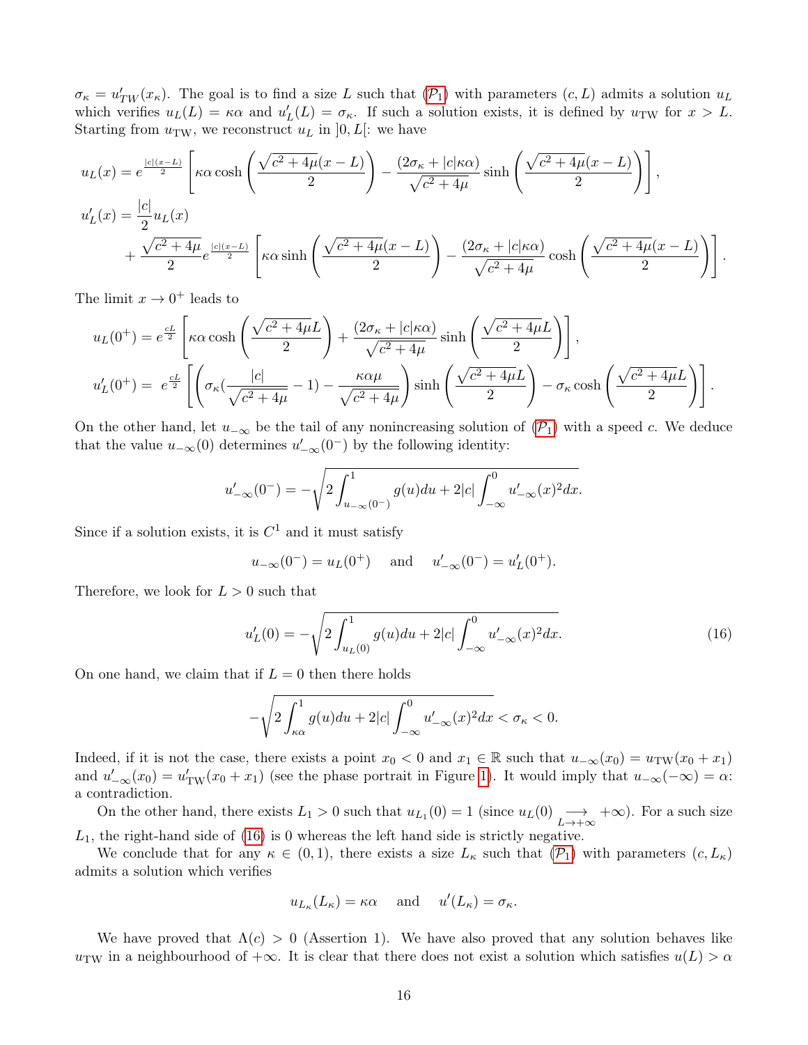$\sigma_\kappa = u'_{TW}(x_\kappa)$. The goal is to find a size $L$ such that ($\mathcal{P}_1$) with parameters $(c, L)$ admits a solution $u_L$ which verifies $u_L(L) = \kappa\alpha$ and $u'_L(L) = \sigma_\kappa$. If such a solution exists, it is defined by $u_{\rm TW}$ for $x > L$. Starting from $u_{\rm TW}$, we reconstruct $u_L$ in $]0, L[$: we have

$$
\begin{aligned}
u_L(x) &= e^{\frac{|c|(x-L)}{2}} \left[ \kappa\alpha \cosh\left( \frac{\sqrt{c^2+4\mu}(x-L)}{2} \right) - \frac{(2\sigma_\kappa + |c|\kappa\alpha)}{\sqrt{c^2+4\mu}} \sinh\left( \frac{\sqrt{c^2+4\mu}(x-L)}{2} \right) \right], \\
u'_L(x) &= \frac{|c|}{2} u_L(x) \\
&\quad + \frac{\sqrt{c^2+4\mu}}{2} e^{\frac{|c|(x-L)}{2}} \left[ \kappa\alpha \sinh\left( \frac{\sqrt{c^2+4\mu}(x-L)}{2} \right) - \frac{(2\sigma_\kappa + |c|\kappa\alpha)}{\sqrt{c^2+4\mu}} \cosh\left( \frac{\sqrt{c^2+4\mu}(x-L)}{2} \right) \right].
\end{aligned}
$$

The limit $x \to 0^+$ leads to

$$
\begin{aligned}
u_L(0^+) &= e^{\frac{cL}{2}} \left[ \kappa\alpha \cosh\left( \frac{\sqrt{c^2+4\mu}L}{2} \right) + \frac{(2\sigma_\kappa + |c|\kappa\alpha)}{\sqrt{c^2+4\mu}} \sinh\left( \frac{\sqrt{c^2+4\mu}L}{2} \right) \right], \\
u'_L(0^+) &= \ e^{\frac{cL}{2}} \left[ \left( \sigma_\kappa\left(\frac{|c|}{\sqrt{c^2+4\mu}} - 1\right) - \frac{\kappa\alpha\mu}{\sqrt{c^2+4\mu}} \right) \sinh\left( \frac{\sqrt{c^2+4\mu}L}{2} \right) - \sigma_\kappa \cosh\left( \frac{\sqrt{c^2+4\mu}L}{2} \right) \right].
\end{aligned}
$$

On the other hand, let $u_{-\infty}$ be the tail of any nonincreasing solution of ($\mathcal{P}_1$) with a speed $c$. We deduce that the value $u_{-\infty}(0)$ determines $u'_{-\infty}(0^-)$ by the following identity:

$$
u'_{-\infty}(0^-) = -\sqrt{2\int_{u_{-\infty}(0^-)}^1 g(u)du + 2|c| \int_{-\infty}^0 u'_{-\infty}(x)^2 dx}.
$$

Since if a solution exists, it is $C^1$ and it must satisfy

$$
u_{-\infty}(0^-) = u_L(0^+) \quad \text{ and } \quad u'_{-\infty}(0^-) = u'_L(0^+).
$$

Therefore, we look for $L > 0$ such that

$$
u'_L(0) = -\sqrt{2\int_{u_L(0)}^1 g(u)du + 2|c| \int_{-\infty}^0 u'_{-\infty}(x)^2 dx}. \tag{16}
$$

On one hand, we claim that if $L = 0$ then there holds

$$
-\sqrt{2\int_{\kappa\alpha}^1 g(u)du + 2|c| \int_{-\infty}^0 u'_{-\infty}(x)^2 dx} < \sigma_\kappa < 0.
$$

Indeed, if it is not the case, there exists a point $x_0 < 0$ and $x_1 \in \mathbb{R}$ such that $u_{-\infty}(x_0) = u_{\rm TW}(x_0 + x_1)$ and $u'_{-\infty}(x_0) = u'_{\rm TW}(x_0 + x_1)$ (see the phase portrait in Figure 1). It would imply that $u_{-\infty}(-\infty) = \alpha$: a contradiction.

On the other hand, there exists $L_1 > 0$ such that $u_{L_1}(0) = 1$ (since $u_L(0) \underset{L\to+\infty}{\longrightarrow} +\infty$). For a such size $L_1$, the right-hand side of (16) is 0 whereas the left hand side is strictly negative.

We conclude that for any $\kappa \in (0, 1)$, there exists a size $L_\kappa$ such that ($\mathcal{P}_1$) with parameters $(c, L_\kappa)$ admits a solution which verifies

$$
u_{L_\kappa}(L_\kappa) = \kappa\alpha \quad \text{ and } \quad u'(L_\kappa) = \sigma_\kappa.
$$

We have proved that $\Lambda(c) > 0$ (Assertion 1). We have also proved that any solution behaves like $u_{\rm TW}$ in a neighbourhood of $+\infty$. It is clear that there does not exist a solution which satisfies $u(L) > \alpha$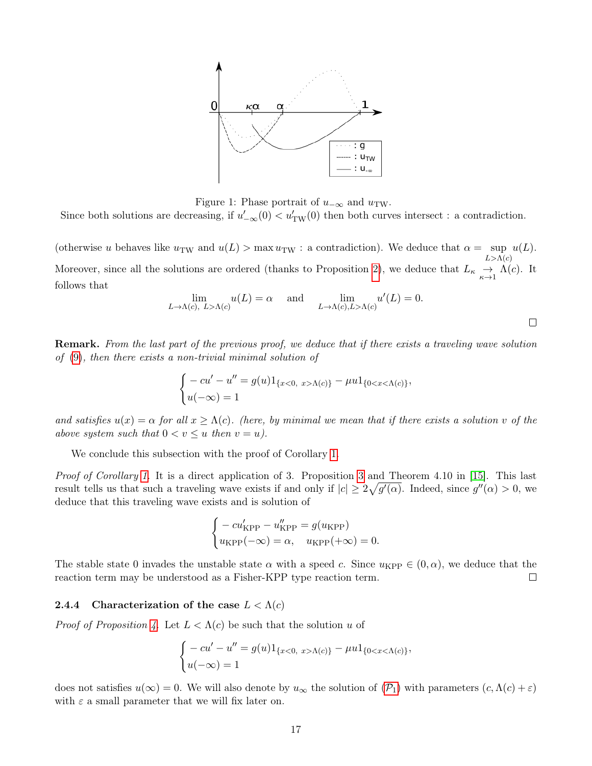Figure 1: Phase portrait of $u_{-\infty}$ and $u_{\text{TW}}$.
Since both solutions are decreasing, if $u'_{-\infty}(0) < u'_{\text{TW}}(0)$ then both curves intersect : a contradiction.

(otherwise $u$ behaves like $u_{\text{TW}}$ and $u(L) > \max u_{\text{TW}}$ : a contradiction). We deduce that $\alpha = \sup_{L>\Lambda(c)} u(L)$. Moreover, since all the solutions are ordered (thanks to Proposition 2), we deduce that $L_\kappa \underset{\kappa\to 1}{\to} \Lambda(c)$. It follows that

$$\lim_{L\to\Lambda(c),\ L>\Lambda(c)} u(L) = \alpha \quad \text{and} \quad \lim_{L\to\Lambda(c), L>\Lambda(c)} u'(L) = 0.$$

□

**Remark.** *From the last part of the previous proof, we deduce that if there exists a traveling wave solution of* (9)*, then there exists a non-trivial minimal solution of*

$$\begin{cases} -cu' - u'' = g(u)1_{\{x<0,\ x>\Lambda(c)\}} - \mu u 1_{\{0<x<\Lambda(c)\}}, \\ u(-\infty) = 1 \end{cases}$$

*and satisfies $u(x) = \alpha$ for all $x \geq \Lambda(c)$. (here, by minimal we mean that if there exists a solution $v$ of the above system such that $0 < v \leq u$ then $v = u$).*

We conclude this subsection with the proof of Corollary 1.

*Proof of Corollary 1.* It is a direct application of 3. Proposition 3 and Theorem 4.10 in [15]. This last result tells us that such a traveling wave exists if and only if $|c| \geq 2\sqrt{g'(\alpha)}$. Indeed, since $g''(\alpha) > 0$, we deduce that this traveling wave exists and is solution of

$$\begin{cases} -cu'_{\text{KPP}} - u''_{\text{KPP}} = g(u_{\text{KPP}}) \\ u_{\text{KPP}}(-\infty) = \alpha, \quad u_{\text{KPP}}(+\infty) = 0. \end{cases}$$

The stable state 0 invades the unstable state $\alpha$ with a speed $c$. Since $u_{\text{KPP}} \in (0, \alpha)$, we deduce that the reaction term may be understood as a Fisher-KPP type reaction term. □

#### 2.4.4 Characterization of the case $L < \Lambda(c)$

*Proof of Proposition 4.* Let $L < \Lambda(c)$ be such that the solution $u$ of

$$\begin{cases} -cu' - u'' = g(u)1_{\{x<0,\ x>\Lambda(c)\}} - \mu u 1_{\{0<x<\Lambda(c)\}}, \\ u(-\infty) = 1 \end{cases}$$

does not satisfies $u(\infty) = 0$. We will also denote by $u_\infty$ the solution of ($\mathcal{P}_1$) with parameters $(c, \Lambda(c) + \varepsilon)$ with $\varepsilon$ a small parameter that we will fix later on.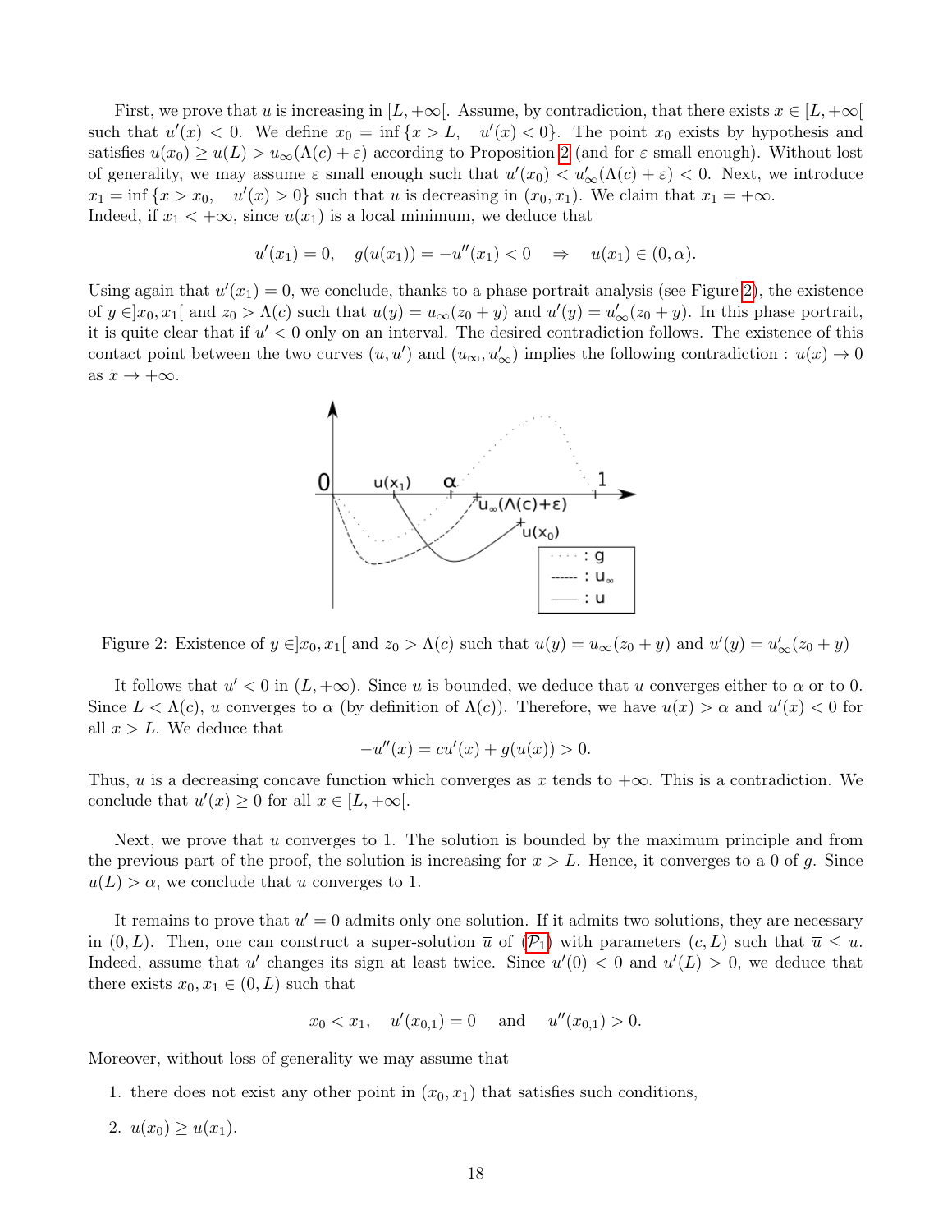First, we prove that $u$ is increasing in $[L, +\infty[$. Assume, by contradiction, that there exists $x \in [L, +\infty[$ such that $u'(x) < 0$. We define $x_0 = \inf\{x > L, \quad u'(x) < 0\}$. The point $x_0$ exists by hypothesis and satisfies $u(x_0) \geq u(L) > u_\infty(\Lambda(c) + \varepsilon)$ according to Proposition 2 (and for $\varepsilon$ small enough). Without lost of generality, we may assume $\varepsilon$ small enough such that $u'(x_0) < u'_\infty(\Lambda(c) + \varepsilon) < 0$. Next, we introduce $x_1 = \inf\{x > x_0, \quad u'(x) > 0\}$ such that $u$ is decreasing in $(x_0, x_1)$. We claim that $x_1 = +\infty$. Indeed, if $x_1 < +\infty$, since $u(x_1)$ is a local minimum, we deduce that

$$u'(x_1) = 0, \quad g(u(x_1)) = -u''(x_1) < 0 \quad \Rightarrow \quad u(x_1) \in (0, \alpha).$$

Using again that $u'(x_1) = 0$, we conclude, thanks to a phase portrait analysis (see Figure 2), the existence of $y \in ]x_0, x_1[$ and $z_0 > \Lambda(c)$ such that $u(y) = u_\infty(z_0 + y)$ and $u'(y) = u'_\infty(z_0 + y)$. In this phase portrait, it is quite clear that if $u' < 0$ only on an interval. The desired contradiction follows. The existence of this contact point between the two curves $(u, u')$ and $(u_\infty, u'_\infty)$ implies the following contradiction : $u(x) \to 0$ as $x \to +\infty$.

Figure 2: Existence of $y \in ]x_0, x_1[$ and $z_0 > \Lambda(c)$ such that $u(y) = u_\infty(z_0 + y)$ and $u'(y) = u'_\infty(z_0 + y)$

It follows that $u' < 0$ in $(L, +\infty)$. Since $u$ is bounded, we deduce that $u$ converges either to $\alpha$ or to 0. Since $L < \Lambda(c)$, $u$ converges to $\alpha$ (by definition of $\Lambda(c)$). Therefore, we have $u(x) > \alpha$ and $u'(x) < 0$ for all $x > L$. We deduce that

$$-u''(x) = cu'(x) + g(u(x)) > 0.$$

Thus, $u$ is a decreasing concave function which converges as $x$ tends to $+\infty$. This is a contradiction. We conclude that $u'(x) \geq 0$ for all $x \in [L, +\infty[$.

Next, we prove that $u$ converges to 1. The solution is bounded by the maximum principle and from the previous part of the proof, the solution is increasing for $x > L$. Hence, it converges to a 0 of $g$. Since $u(L) > \alpha$, we conclude that $u$ converges to 1.

It remains to prove that $u' = 0$ admits only one solution. If it admits two solutions, they are necessary in $(0, L)$. Then, one can construct a super-solution $\overline{u}$ of ($\mathcal{P}_1$) with parameters $(c, L)$ such that $\overline{u} \leq u$. Indeed, assume that $u'$ changes its sign at least twice. Since $u'(0) < 0$ and $u'(L) > 0$, we deduce that there exists $x_0, x_1 \in (0, L)$ such that

$$x_0 < x_1, \quad u'(x_{0,1}) = 0 \quad \text{and} \quad u''(x_{0,1}) > 0.$$

Moreover, without loss of generality we may assume that

1. there does not exist any other point in $(x_0, x_1)$ that satisfies such conditions,
2. $u(x_0) \geq u(x_1)$.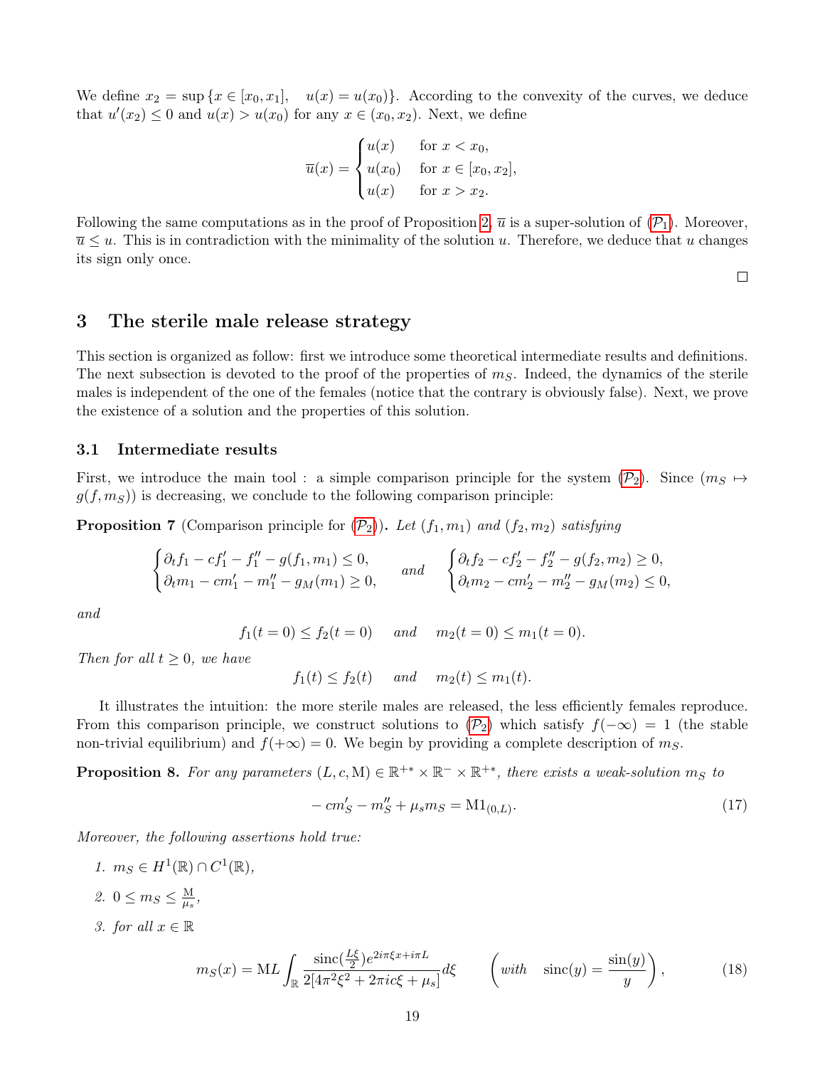We define $x_2 = \sup\{x \in [x_0, x_1], \quad u(x) = u(x_0)\}$. According to the convexity of the curves, we deduce that $u'(x_2) \le 0$ and $u(x) > u(x_0)$ for any $x \in (x_0, x_2)$. Next, we define

$$\overline{u}(x) = \begin{cases} u(x) & \text{for } x < x_0, \\ u(x_0) & \text{for } x \in [x_0, x_2], \\ u(x) & \text{for } x > x_2. \end{cases}$$

Following the same computations as in the proof of Proposition 2, $\overline{u}$ is a super-solution of ($\mathcal{P}_1$). Moreover, $\overline{u} \le u$. This is in contradiction with the minimality of the solution $u$. Therefore, we deduce that $u$ changes its sign only once.

□

# 3 The sterile male release strategy

This section is organized as follow: first we introduce some theoretical intermediate results and definitions. The next subsection is devoted to the proof of the properties of $m_S$. Indeed, the dynamics of the sterile males is independent of the one of the females (notice that the contrary is obviously false). Next, we prove the existence of a solution and the properties of this solution.

## 3.1 Intermediate results

First, we introduce the main tool : a simple comparison principle for the system ($\mathcal{P}_2$). Since $(m_S \mapsto g(f, m_S))$ is decreasing, we conclude to the following comparison principle:

**Proposition 7** (Comparison principle for ($\mathcal{P}_2$))**.** *Let $(f_1, m_1)$ and $(f_2, m_2)$ satisfying*

$$\begin{cases} \partial_t f_1 - c f_1' - f_1'' - g(f_1, m_1) \le 0, \\ \partial_t m_1 - c m_1' - m_1'' - g_M(m_1) \ge 0, \end{cases} \quad \text{and} \quad \begin{cases} \partial_t f_2 - c f_2' - f_2'' - g(f_2, m_2) \ge 0, \\ \partial_t m_2 - c m_2' - m_2'' - g_M(m_2) \le 0, \end{cases}$$

*and*

$$f_1(t = 0) \le f_2(t = 0) \quad \text{and} \quad m_2(t = 0) \le m_1(t = 0).$$

*Then for all $t \ge 0$, we have*

$$f_1(t) \le f_2(t) \quad \text{and} \quad m_2(t) \le m_1(t).$$

It illustrates the intuition: the more sterile males are released, the less efficiently females reproduce. From this comparison principle, we construct solutions to ($\mathcal{P}_2$) which satisfy $f(-\infty) = 1$ (the stable non-trivial equilibrium) and $f(+\infty) = 0$. We begin by providing a complete description of $m_S$.

**Proposition 8.** *For any parameters $(L, c, \mathrm{M}) \in \mathbb{R}^{+*} \times \mathbb{R}^- \times \mathbb{R}^{+*}$, there exists a weak-solution $m_S$ to*

$$-c m_S' - m_S'' + \mu_s m_S = \mathrm{M} 1_{(0,L)}. \tag{17}$$

*Moreover, the following assertions hold true:*

1. *$m_S \in H^1(\mathbb{R}) \cap C^1(\mathbb{R})$,*
2. *$0 \le m_S \le \frac{\mathrm{M}}{\mu_s}$,*
3. *for all $x \in \mathbb{R}$*

$$m_S(x) = \mathrm{M}L \int_{\mathbb{R}} \frac{\mathrm{sinc}(\frac{L\xi}{2}) e^{2i\pi\xi x + i\pi L}}{2[4\pi^2\xi^2 + 2\pi i c\xi + \mu_s]} d\xi \qquad \left(\textit{with} \quad \mathrm{sinc}(y) = \frac{\sin(y)}{y}\right), \tag{18}$$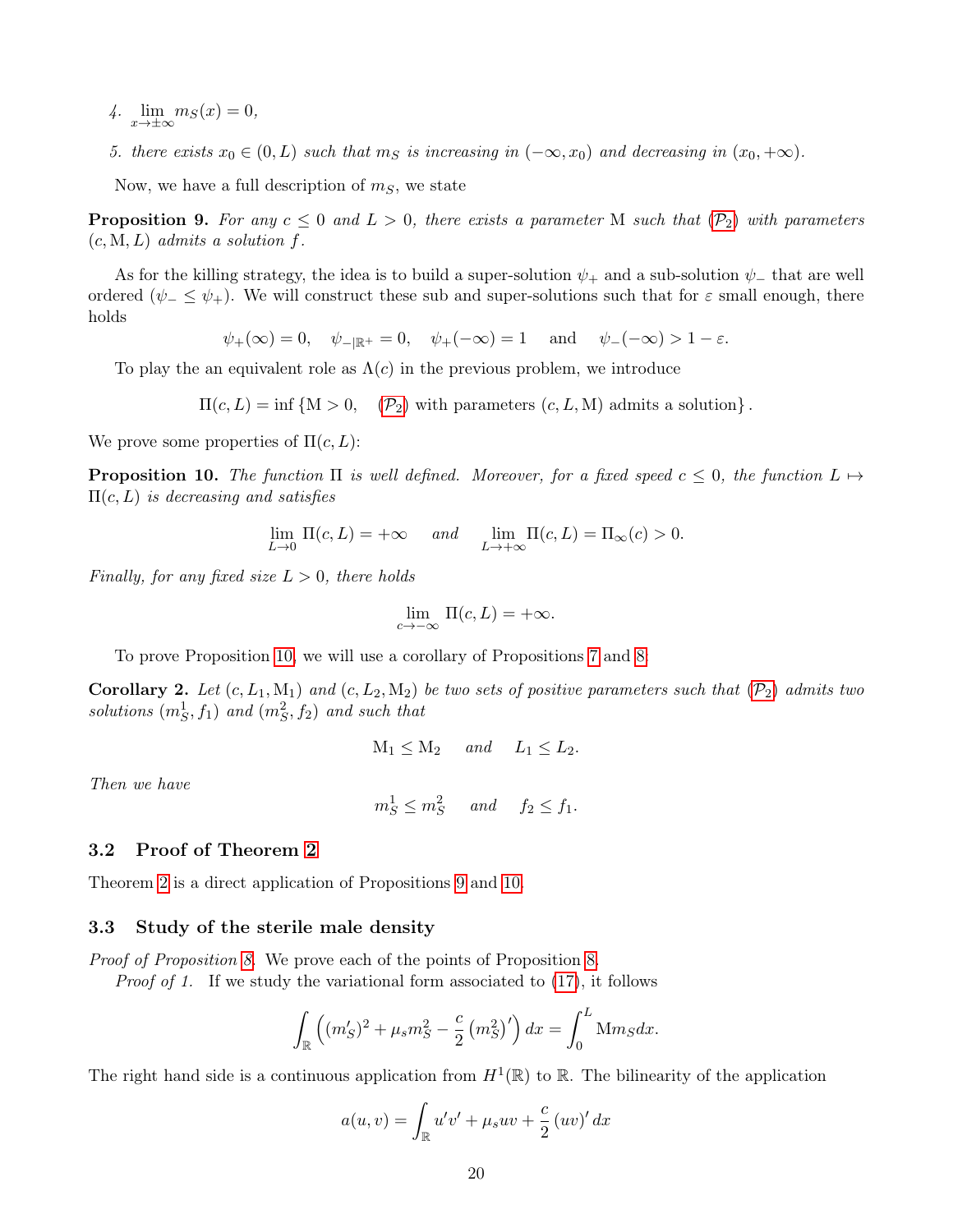4. $\lim_{x\to\pm\infty} m_S(x) = 0$,

5. there exists $x_0 \in (0, L)$ such that $m_S$ is increasing in $(-\infty, x_0)$ and decreasing in $(x_0, +\infty)$.

Now, we have a full description of $m_S$, we state

**Proposition 9.** *For any $c \leq 0$ and $L > 0$, there exists a parameter $\mathrm{M}$ such that ($\mathcal{P}_2$) with parameters $(c, \mathrm{M}, L)$ admits a solution $f$.*

As for the killing strategy, the idea is to build a super-solution $\psi_+$ and a sub-solution $\psi_-$ that are well ordered ($\psi_- \leq \psi_+$). We will construct these sub and super-solutions such that for $\varepsilon$ small enough, there holds

$$\psi_+(\infty) = 0, \quad \psi_{-|\mathbb{R}^+} = 0, \quad \psi_+(-\infty) = 1 \quad \text{and} \quad \psi_-(-\infty) > 1 - \varepsilon.$$

To play the an equivalent role as $\Lambda(c)$ in the previous problem, we introduce

$$\Pi(c, L) = \inf \left\{ \mathrm{M} > 0, \quad (\mathcal{P}_2) \text{ with parameters } (c, L, \mathrm{M}) \text{ admits a solution} \right\}.$$

We prove some properties of $\Pi(c, L)$:

**Proposition 10.** *The function $\Pi$ is well defined. Moreover, for a fixed speed $c \leq 0$, the function $L \mapsto \Pi(c, L)$ is decreasing and satisfies*

$$\lim_{L\to 0} \Pi(c, L) = +\infty \quad \text{ and } \quad \lim_{L\to+\infty} \Pi(c, L) = \Pi_\infty(c) > 0.$$

*Finally, for any fixed size $L > 0$, there holds*

$$\lim_{c\to-\infty} \Pi(c, L) = +\infty.$$

To prove Proposition 10, we will use a corollary of Propositions 7 and 8.

**Corollary 2.** *Let $(c, L_1, \mathrm{M}_1)$ and $(c, L_2, \mathrm{M}_2)$ be two sets of positive parameters such that ($\mathcal{P}_2$) admits two solutions $(m_S^1, f_1)$ and $(m_S^2, f_2)$ and such that*

$$\mathrm{M}_1 \leq \mathrm{M}_2 \quad \text{ and } \quad L_1 \leq L_2.$$

*Then we have*

$$m_S^1 \leq m_S^2 \quad \text{ and } \quad f_2 \leq f_1.$$

### 3.2 Proof of Theorem 2

Theorem 2 is a direct application of Propositions 9 and 10.

### 3.3 Study of the sterile male density

*Proof of Proposition 8.* We prove each of the points of Proposition 8.

*Proof of 1.* If we study the variational form associated to (17), it follows

$$\int_{\mathbb{R}} \left( (m_S')^2 + \mu_s m_S^2 - \frac{c}{2} \left( m_S^2 \right)' \right) dx = \int_0^L \mathrm{M} m_S dx.$$

The right hand side is a continuous application from $H^1(\mathbb{R})$ to $\mathbb{R}$. The bilinearity of the application

$$a(u, v) = \int_{\mathbb{R}} u'v' + \mu_s uv + \frac{c}{2} \left( uv \right)' dx$$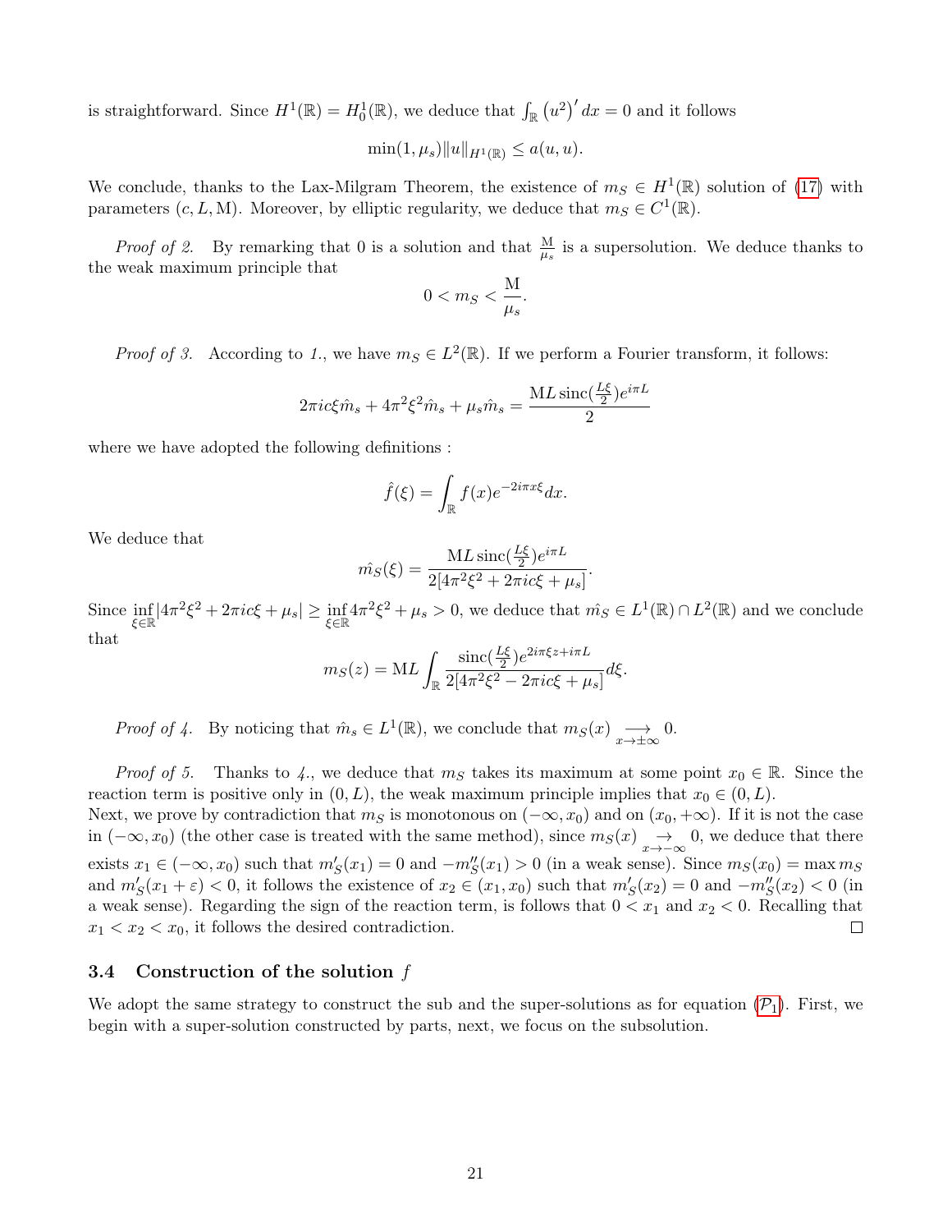is straightforward. Since $H^1(\mathbb{R}) = H_0^1(\mathbb{R})$, we deduce that $\int_{\mathbb{R}} \left(u^2\right)' dx = 0$ and it follows

$$\min(1, \mu_s)\|u\|_{H^1(\mathbb{R})} \leq a(u, u).$$

We conclude, thanks to the Lax-Milgram Theorem, the existence of $m_S \in H^1(\mathbb{R})$ solution of (17) with parameters $(c, L, \mathrm{M})$. Moreover, by elliptic regularity, we deduce that $m_S \in C^1(\mathbb{R})$.

*Proof of 2.* By remarking that 0 is a solution and that $\frac{\mathrm{M}}{\mu_s}$ is a supersolution. We deduce thanks to the weak maximum principle that

$$0 < m_S < \frac{\mathrm{M}}{\mu_s}.$$

*Proof of 3.* According to *1.*, we have $m_S \in L^2(\mathbb{R})$. If we perform a Fourier transform, it follows:

$$2\pi i c\xi \hat{m}_s + 4\pi^2\xi^2 \hat{m}_s + \mu_s \hat{m}_s = \frac{\mathrm{M}L \,\mathrm{sinc}(\frac{L\xi}{2}) e^{i\pi L}}{2}$$

where we have adopted the following definitions :

$$\hat{f}(\xi) = \int_{\mathbb{R}} f(x) e^{-2i\pi x\xi} dx.$$

We deduce that

$$\hat{m_S}(\xi) = \frac{\mathrm{M}L \,\mathrm{sinc}(\frac{L\xi}{2}) e^{i\pi L}}{2[4\pi^2\xi^2 + 2\pi i c\xi + \mu_s]}.$$

Since $\inf\limits_{\xi\in\mathbb{R}} |4\pi^2\xi^2 + 2\pi i c\xi + \mu_s| \geq \inf\limits_{\xi\in\mathbb{R}} 4\pi^2\xi^2 + \mu_s > 0$, we deduce that $\hat{m_S} \in L^1(\mathbb{R}) \cap L^2(\mathbb{R})$ and we conclude that

$$m_S(z) = \mathrm{M}L \int_{\mathbb{R}} \frac{\mathrm{sinc}(\frac{L\xi}{2}) e^{2i\pi\xi z + i\pi L}}{2[4\pi^2\xi^2 - 2\pi i c\xi + \mu_s]} d\xi.$$

*Proof of 4.* By noticing that $\hat{m}_s \in L^1(\mathbb{R})$, we conclude that $m_S(x) \underset{x\to\pm\infty}{\longrightarrow} 0$.

*Proof of 5.* Thanks to *4.*, we deduce that $m_S$ takes its maximum at some point $x_0 \in \mathbb{R}$. Since the reaction term is positive only in $(0, L)$, the weak maximum principle implies that $x_0 \in (0, L)$.
Next, we prove by contradiction that $m_S$ is monotonous on $(-\infty, x_0)$ and on $(x_0, +\infty)$. If it is not the case in $(-\infty, x_0)$ (the other case is treated with the same method), since $m_S(x) \underset{x\to-\infty}{\to} 0$, we deduce that there exists $x_1 \in (-\infty, x_0)$ such that $m_S'(x_1) = 0$ and $-m_S''(x_1) > 0$ (in a weak sense). Since $m_S(x_0) = \max m_S$ and $m_S'(x_1 + \varepsilon) < 0$, it follows the existence of $x_2 \in (x_1, x_0)$ such that $m_S'(x_2) = 0$ and $-m_S''(x_2) < 0$ (in a weak sense). Regarding the sign of the reaction term, is follows that $0 < x_1$ and $x_2 < 0$. Recalling that $x_1 < x_2 < x_0$, it follows the desired contradiction. ☐

### 3.4 Construction of the solution $f$

We adopt the same strategy to construct the sub and the super-solutions as for equation ($\mathcal{P}_1$). First, we begin with a super-solution constructed by parts, next, we focus on the subsolution.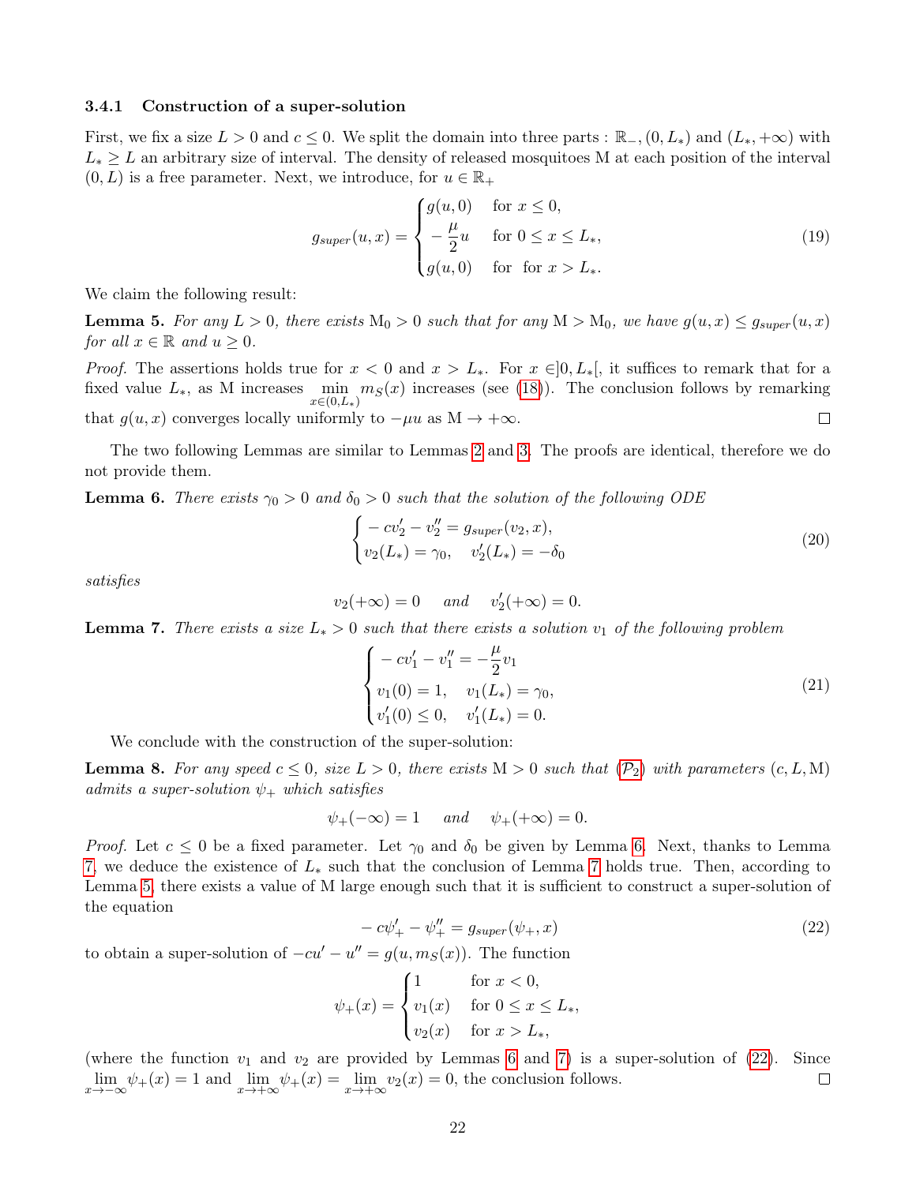### 3.4.1 Construction of a super-solution

First, we fix a size $L > 0$ and $c \le 0$. We split the domain into three parts : $\mathbb{R}_-$, $(0, L_*)$ and $(L_*, +\infty)$ with $L_* \ge L$ an arbitrary size of interval. The density of released mosquitoes M at each position of the interval $(0, L)$ is a free parameter. Next, we introduce, for $u \in \mathbb{R}_+$

$$
g_{super}(u, x) = \begin{cases} g(u, 0) & \text{for } x \le 0, \\ -\dfrac{\mu}{2} u & \text{for } 0 \le x \le L_*, \\ g(u, 0) & \text{for \ for } x > L_*. \end{cases} \tag{19}
$$

We claim the following result:

**Lemma 5.** *For any $L > 0$, there exists $\mathrm{M}_0 > 0$ such that for any $\mathrm{M} > \mathrm{M}_0$, we have $g(u, x) \le g_{super}(u, x)$ for all $x \in \mathbb{R}$ and $u \ge 0$.*

*Proof.* The assertions holds true for $x < 0$ and $x > L_*$. For $x \in ]0, L_*[$, it suffices to remark that for a fixed value $L_*$, as M increases $\min\limits_{x \in (0, L_*)} m_S(x)$ increases (see (18)). The conclusion follows by remarking that $g(u, x)$ converges locally uniformly to $-\mu u$ as $\mathrm{M} \to +\infty$. □

The two following Lemmas are similar to Lemmas 2 and 3. The proofs are identical, therefore we do not provide them.

**Lemma 6.** *There exists $\gamma_0 > 0$ and $\delta_0 > 0$ such that the solution of the following ODE*

$$
\begin{cases} -cv_2' - v_2'' = g_{super}(v_2, x), \\ v_2(L_*) = \gamma_0, \quad v_2'(L_*) = -\delta_0 \end{cases} \tag{20}
$$

*satisfies*

$$
v_2(+\infty) = 0 \quad \text{ and } \quad v_2'(+\infty) = 0.
$$

**Lemma 7.** *There exists a size $L_* > 0$ such that there exists a solution $v_1$ of the following problem*

$$
\begin{cases} -cv_1' - v_1'' = -\dfrac{\mu}{2} v_1 \\ v_1(0) = 1, \quad v_1(L_*) = \gamma_0, \\ v_1'(0) \le 0, \quad v_1'(L_*) = 0. \end{cases} \tag{21}
$$

We conclude with the construction of the super-solution:

**Lemma 8.** *For any speed $c \le 0$, size $L > 0$, there exists $\mathrm{M} > 0$ such that ($\mathcal{P}_2$) with parameters $(c, L, \mathrm{M})$ admits a super-solution $\psi_+$ which satisfies*

$$
\psi_+(-\infty) = 1 \quad \text{ and } \quad \psi_+(+\infty) = 0.
$$

*Proof.* Let $c \le 0$ be a fixed parameter. Let $\gamma_0$ and $\delta_0$ be given by Lemma 6. Next, thanks to Lemma 7, we deduce the existence of $L_*$ such that the conclusion of Lemma 7 holds true. Then, according to Lemma 5, there exists a value of M large enough such that it is sufficient to construct a super-solution of the equation

$$
-c\psi_+' - \psi_+'' = g_{super}(\psi_+, x) \tag{22}
$$

to obtain a super-solution of $-cu' - u'' = g(u, m_S(x))$. The function

$$
\psi_+(x) = \begin{cases} 1 & \text{for } x < 0, \\ v_1(x) & \text{for } 0 \le x \le L_*, \\ v_2(x) & \text{for } x > L_*, \end{cases}
$$

(where the function $v_1$ and $v_2$ are provided by Lemmas 6 and 7) is a super-solution of (22). Since $\lim\limits_{x \to -\infty} \psi_+(x) = 1$ and $\lim\limits_{x \to +\infty} \psi_+(x) = \lim\limits_{x \to +\infty} v_2(x) = 0$, the conclusion follows. □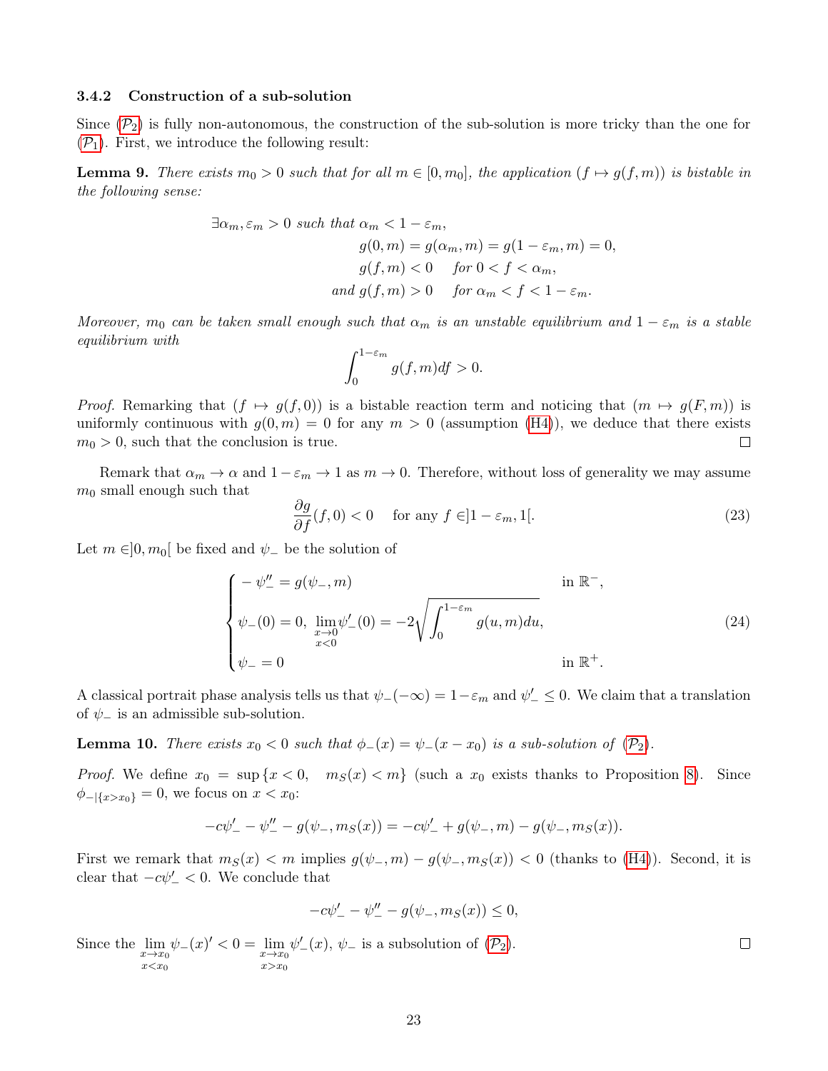### 3.4.2 Construction of a sub-solution

Since ($\mathcal{P}_2$) is fully non-autonomous, the construction of the sub-solution is more tricky than the one for ($\mathcal{P}_1$). First, we introduce the following result:

**Lemma 9.** *There exists $m_0 > 0$ such that for all $m \in [0, m_0]$, the application $(f \mapsto g(f,m))$ is bistable in the following sense:*

$$
\begin{aligned}
\exists \alpha_m, \varepsilon_m > 0 \text{ such that } \alpha_m < 1 - \varepsilon_m,& \\
g(0,m) = g(\alpha_m, m) = g(1-\varepsilon_m, m) = 0,& \\
g(f,m) < 0 \quad \text{for } 0 < f < \alpha_m,& \\
\text{and } g(f,m) > 0 \quad \text{for } \alpha_m < f < 1 - \varepsilon_m.&
\end{aligned}
$$

*Moreover, $m_0$ can be taken small enough such that $\alpha_m$ is an unstable equilibrium and $1-\varepsilon_m$ is a stable equilibrium with*

$$
\int_0^{1-\varepsilon_m} g(f,m) df > 0.
$$

*Proof.* Remarking that $(f \mapsto g(f,0))$ is a bistable reaction term and noticing that $(m \mapsto g(F,m))$ is uniformly continuous with $g(0,m) = 0$ for any $m > 0$ (assumption (H4)), we deduce that there exists $m_0 > 0$, such that the conclusion is true. $\square$

Remark that $\alpha_m \to \alpha$ and $1 - \varepsilon_m \to 1$ as $m \to 0$. Therefore, without loss of generality we may assume $m_0$ small enough such that

$$
\frac{\partial g}{\partial f}(f,0) < 0 \quad \text{for any } f \in ]1-\varepsilon_m, 1[. \tag{23}
$$

Let $m \in ]0, m_0[$ be fixed and $\psi_-$ be the solution of

$$
\begin{cases}
-\psi_-'' = g(\psi_-, m) & \text{in } \mathbb{R}^-, \\
\psi_-(0) = 0, \ \lim\limits_{\substack{x \to 0 \\ x<0}} \psi_-'(0) = -2\sqrt{\displaystyle\int_0^{1-\varepsilon_m} g(u,m) du}, & \\
\psi_- = 0 & \text{in } \mathbb{R}^+.
\end{cases} \tag{24}
$$

A classical portrait phase analysis tells us that $\psi_-(-\infty) = 1 - \varepsilon_m$ and $\psi_-' \leq 0$. We claim that a translation of $\psi_-$ is an admissible sub-solution.

**Lemma 10.** *There exists $x_0 < 0$ such that $\phi_-(x) = \psi_-(x - x_0)$ is a sub-solution of ($\mathcal{P}_2$).*

*Proof.* We define $x_0 = \sup \{x < 0, \quad m_S(x) < m\}$ (such a $x_0$ exists thanks to Proposition 8). Since $\phi_{-|\{x > x_0\}} = 0$, we focus on $x < x_0$:

$$
-c\psi_-' - \psi_-'' - g(\psi_-, m_S(x)) = -c\psi_-' + g(\psi_-, m) - g(\psi_-, m_S(x)).
$$

First we remark that $m_S(x) < m$ implies $g(\psi_-, m) - g(\psi_-, m_S(x)) < 0$ (thanks to (H4)). Second, it is clear that $-c\psi_-' < 0$. We conclude that

$$
-c\psi_-' - \psi_-'' - g(\psi_-, m_S(x)) \leq 0,
$$

Since the $\lim\limits_{\substack{x \to x_0 \\ x < x_0}} \psi_-(x)' < 0 = \lim\limits_{\substack{x \to x_0 \\ x > x_0}} \psi_-'(x)$, $\psi_-$ is a subsolution of ($\mathcal{P}_2$). $\square$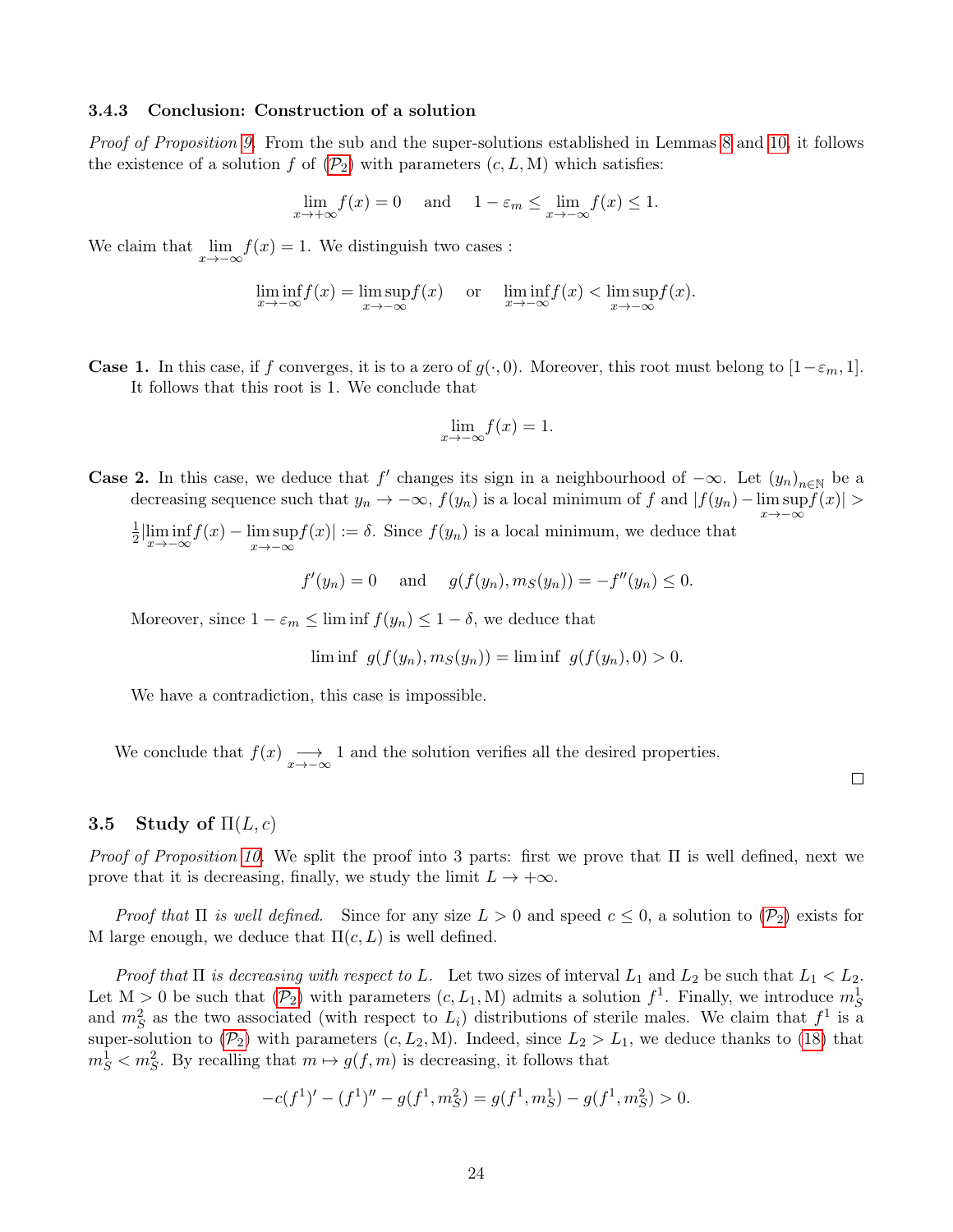### 3.4.3 Conclusion: Construction of a solution

*Proof of Proposition 9.* From the sub and the super-solutions established in Lemmas 8 and 10, it follows the existence of a solution $f$ of ($\mathcal{P}_2$) with parameters $(c, L, \mathrm{M})$ which satisfies:

$$\lim_{x\to+\infty} f(x) = 0 \quad \text{and} \quad 1-\varepsilon_m \le \lim_{x\to-\infty} f(x) \le 1.$$

We claim that $\lim_{x\to-\infty} f(x) = 1$. We distinguish two cases :

$$\liminf_{x\to-\infty} f(x) = \limsup_{x\to-\infty} f(x) \quad \text{or} \quad \liminf_{x\to-\infty} f(x) < \limsup_{x\to-\infty} f(x).$$

**Case 1.** In this case, if $f$ converges, it is to a zero of $g(\cdot, 0)$. Moreover, this root must belong to $[1-\varepsilon_m, 1]$. It follows that this root is 1. We conclude that

$$\lim_{x\to-\infty} f(x) = 1.$$

**Case 2.** In this case, we deduce that $f'$ changes its sign in a neighbourhood of $-\infty$. Let $(y_n)_{n\in\mathbb{N}}$ be a decreasing sequence such that $y_n \to -\infty$, $f(y_n)$ is a local minimum of $f$ and $|f(y_n) - \limsup_{x\to-\infty} f(x)| > \frac{1}{2}|\liminf_{x\to-\infty} f(x) - \limsup_{x\to-\infty} f(x)| := \delta$. Since $f(y_n)$ is a local minimum, we deduce that

$$f'(y_n) = 0 \quad \text{and} \quad g(f(y_n), m_S(y_n)) = -f''(y_n) \le 0.$$

Moreover, since $1-\varepsilon_m \le \liminf f(y_n) \le 1-\delta$, we deduce that

$$\liminf\ g(f(y_n), m_S(y_n)) = \liminf\ g(f(y_n), 0) > 0.$$

We have a contradiction, this case is impossible.

We conclude that $f(x) \underset{x\to-\infty}{\longrightarrow} 1$ and the solution verifies all the desired properties. □

## 3.5 Study of $\Pi(L, c)$

*Proof of Proposition 10.* We split the proof into 3 parts: first we prove that $\Pi$ is well defined, next we prove that it is decreasing, finally, we study the limit $L \to +\infty$.

*Proof that $\Pi$ is well defined.* Since for any size $L > 0$ and speed $c \le 0$, a solution to ($\mathcal{P}_2$) exists for M large enough, we deduce that $\Pi(c, L)$ is well defined.

*Proof that $\Pi$ is decreasing with respect to $L$.* Let two sizes of interval $L_1$ and $L_2$ be such that $L_1 < L_2$. Let $\mathrm{M} > 0$ be such that ($\mathcal{P}_2$) with parameters $(c, L_1, \mathrm{M})$ admits a solution $f^1$. Finally, we introduce $m_S^1$ and $m_S^2$ as the two associated (with respect to $L_i$) distributions of sterile males. We claim that $f^1$ is a super-solution to ($\mathcal{P}_2$) with parameters $(c, L_2, \mathrm{M})$. Indeed, since $L_2 > L_1$, we deduce thanks to (18) that $m_S^1 < m_S^2$. By recalling that $m \mapsto g(f, m)$ is decreasing, it follows that

$$-c(f^1)' - (f^1)'' - g(f^1, m_S^2) = g(f^1, m_S^1) - g(f^1, m_S^2) > 0.$$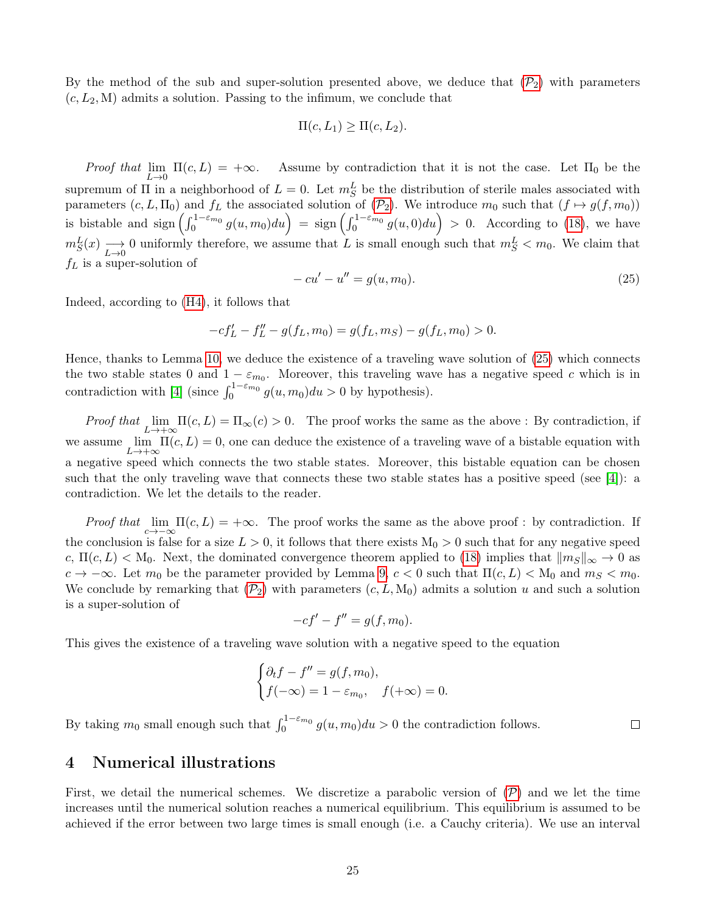By the method of the sub and super-solution presented above, we deduce that ($\mathcal{P}_2$) with parameters $(c, L_2, \mathrm{M})$ admits a solution. Passing to the infimum, we conclude that

$$\Pi(c, L_1) \geq \Pi(c, L_2).$$

*Proof that* $\lim\limits_{L\to 0} \Pi(c, L) = +\infty$. Assume by contradiction that it is not the case. Let $\Pi_0$ be the supremum of $\Pi$ in a neighborhood of $L = 0$. Let $m_S^L$ be the distribution of sterile males associated with parameters $(c, L, \Pi_0)$ and $f_L$ the associated solution of ($\mathcal{P}_2$). We introduce $m_0$ such that $(f \mapsto g(f, m_0))$ is bistable and $\operatorname{sign}\left(\int_0^{1-\varepsilon_{m_0}} g(u, m_0)du\right) = \operatorname{sign}\left(\int_0^{1-\varepsilon_{m_0}} g(u, 0)du\right) > 0$. According to (18), we have $m_S^L(x) \underset{L\to 0}{\longrightarrow} 0$ uniformly therefore, we assume that $L$ is small enough such that $m_S^L < m_0$. We claim that $f_L$ is a super-solution of

$$-cu' - u'' = g(u, m_0). \tag{25}$$

Indeed, according to (H4), it follows that

$$-cf_L' - f_L'' - g(f_L, m_0) = g(f_L, m_S) - g(f_L, m_0) > 0.$$

Hence, thanks to Lemma 10, we deduce the existence of a traveling wave solution of (25) which connects the two stable states $0$ and $1 - \varepsilon_{m_0}$. Moreover, this traveling wave has a negative speed $c$ which is in contradiction with [4] (since $\int_0^{1-\varepsilon_{m_0}} g(u, m_0)du > 0$ by hypothesis).

*Proof that* $\lim\limits_{L\to+\infty} \Pi(c, L) = \Pi_\infty(c) > 0$. The proof works the same as the above : By contradiction, if we assume $\lim\limits_{L\to+\infty} \Pi(c, L) = 0$, one can deduce the existence of a traveling wave of a bistable equation with a negative speed which connects the two stable states. Moreover, this bistable equation can be chosen such that the only traveling wave that connects these two stable states has a positive speed (see [4]): a contradiction. We let the details to the reader.

*Proof that* $\lim\limits_{c\to-\infty} \Pi(c, L) = +\infty$. The proof works the same as the above proof : by contradiction. If the conclusion is false for a size $L > 0$, it follows that there exists $\mathrm{M}_0 > 0$ such that for any negative speed $c$, $\Pi(c, L) < \mathrm{M}_0$. Next, the dominated convergence theorem applied to (18) implies that $\|m_S\|_\infty \to 0$ as $c \to -\infty$. Let $m_0$ be the parameter provided by Lemma 9, $c < 0$ such that $\Pi(c, L) < \mathrm{M}_0$ and $m_S < m_0$. We conclude by remarking that ($\mathcal{P}_2$) with parameters $(c, L, \mathrm{M}_0)$ admits a solution $u$ and such a solution is a super-solution of

$$-cf' - f'' = g(f, m_0).$$

This gives the existence of a traveling wave solution with a negative speed to the equation

$$\begin{cases} \partial_t f - f'' = g(f, m_0), \\ f(-\infty) = 1 - \varepsilon_{m_0}, \quad f(+\infty) = 0. \end{cases}$$

By taking $m_0$ small enough such that $\int_0^{1-\varepsilon_{m_0}} g(u, m_0)du > 0$ the contradiction follows. □

## 4 Numerical illustrations

First, we detail the numerical schemes. We discretize a parabolic version of ($\mathcal{P}$) and we let the time increases until the numerical solution reaches a numerical equilibrium. This equilibrium is assumed to be achieved if the error between two large times is small enough (i.e. a Cauchy criteria). We use an interval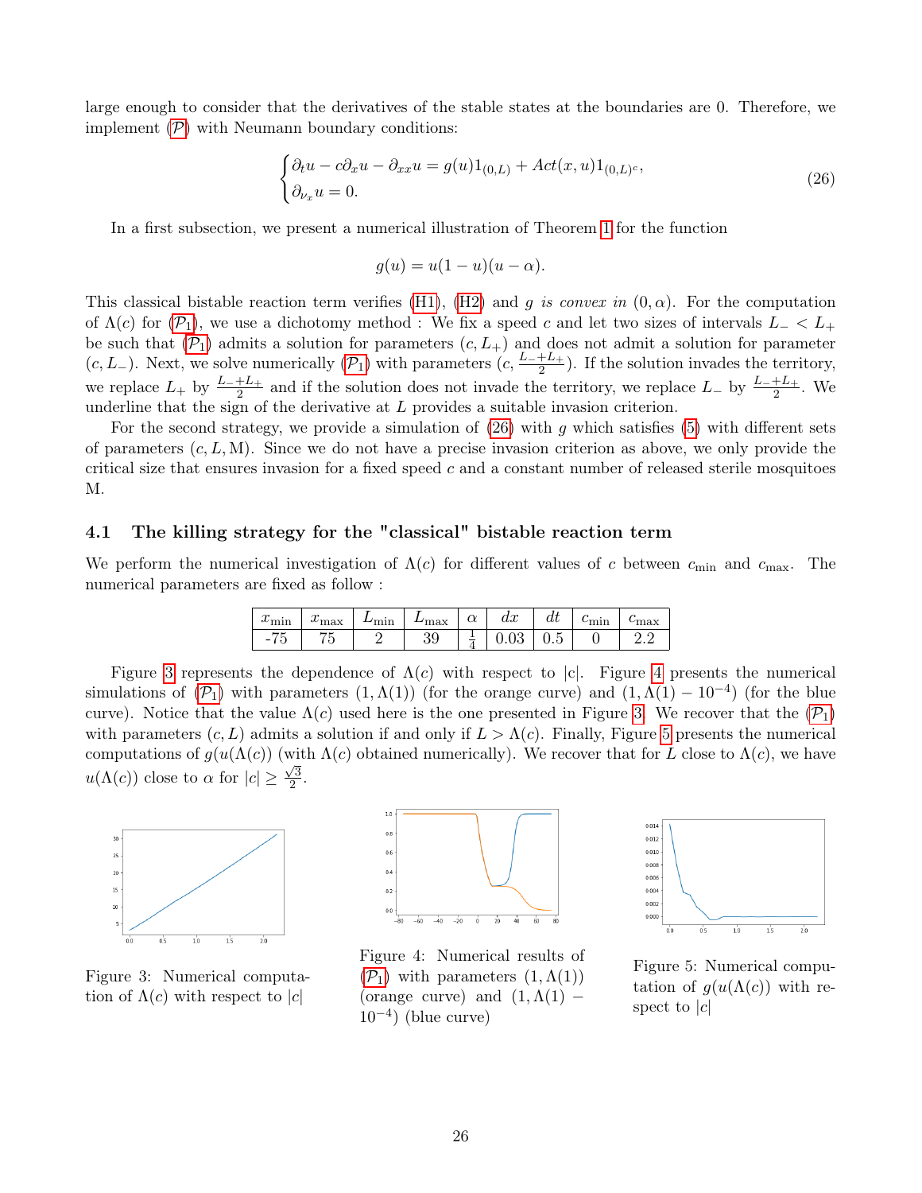large enough to consider that the derivatives of the stable states at the boundaries are 0. Therefore, we implement ($\mathcal{P}$) with Neumann boundary conditions:

$$\begin{cases} \partial_t u - c\partial_x u - \partial_{xx} u = g(u)1_{(0,L)} + Act(x,u)1_{(0,L)^c}, \\ \partial_{\nu_x} u = 0. \end{cases} \tag{26}$$

In a first subsection, we present a numerical illustration of Theorem 1 for the function

$$g(u) = u(1-u)(u-\alpha).$$

This classical bistable reaction term verifies (H1), (H2) and $g$ *is convex in* $(0, \alpha)$. For the computation of $\Lambda(c)$ for ($\mathcal{P}_1$), we use a dichotomy method : We fix a speed $c$ and let two sizes of intervals $L_- < L_+$ be such that ($\mathcal{P}_1$) admits a solution for parameters $(c, L_+)$ and does not admit a solution for parameter $(c, L_-)$. Next, we solve numerically ($\mathcal{P}_1$) with parameters $(c, \frac{L_- + L_+}{2})$. If the solution invades the territory, we replace $L_+$ by $\frac{L_- + L_+}{2}$ and if the solution does not invade the territory, we replace $L_-$ by $\frac{L_- + L_+}{2}$. We underline that the sign of the derivative at $L$ provides a suitable invasion criterion.

For the second strategy, we provide a simulation of (26) with $g$ which satisfies (5) with different sets of parameters $(c, L, \mathrm{M})$. Since we do not have a precise invasion criterion as above, we only provide the critical size that ensures invasion for a fixed speed $c$ and a constant number of released sterile mosquitoes M.

### 4.1 The killing strategy for the "classical" bistable reaction term

We perform the numerical investigation of $\Lambda(c)$ for different values of $c$ between $c_{\min}$ and $c_{\max}$. The numerical parameters are fixed as follow :

| $x_{\min}$ | $x_{\max}$ | $L_{\min}$ | $L_{\max}$ | $\alpha$ | $dx$ | $dt$ | $c_{\min}$ | $c_{\max}$ |
|---|---|---|---|---|---|---|---|---|
| -75 | 75 | 2 | 39 | $\frac{1}{4}$ | 0.03 | 0.5 | 0 | 2.2 |

Figure 3 represents the dependence of $\Lambda(c)$ with respect to $|c|$. Figure 4 presents the numerical simulations of ($\mathcal{P}_1$) with parameters $(1, \Lambda(1))$ (for the orange curve) and $(1, \Lambda(1) - 10^{-4})$ (for the blue curve). Notice that the value $\Lambda(c)$ used here is the one presented in Figure 3. We recover that the ($\mathcal{P}_1$) with parameters $(c, L)$ admits a solution if and only if $L > \Lambda(c)$. Finally, Figure 5 presents the numerical computations of $g(u(\Lambda(c))$ (with $\Lambda(c)$ obtained numerically). We recover that for $L$ close to $\Lambda(c)$, we have $u(\Lambda(c))$ close to $\alpha$ for $|c| \geq \frac{\sqrt{3}}{2}$.

Figure 3: Numerical computation of $\Lambda(c)$ with respect to $|c|$

Figure 4: Numerical results of ($\mathcal{P}_1$) with parameters $(1, \Lambda(1))$ (orange curve) and $(1, \Lambda(1) - 10^{-4})$ (blue curve)

Figure 5: Numerical computation of $g(u(\Lambda(c))$ with respect to $|c|$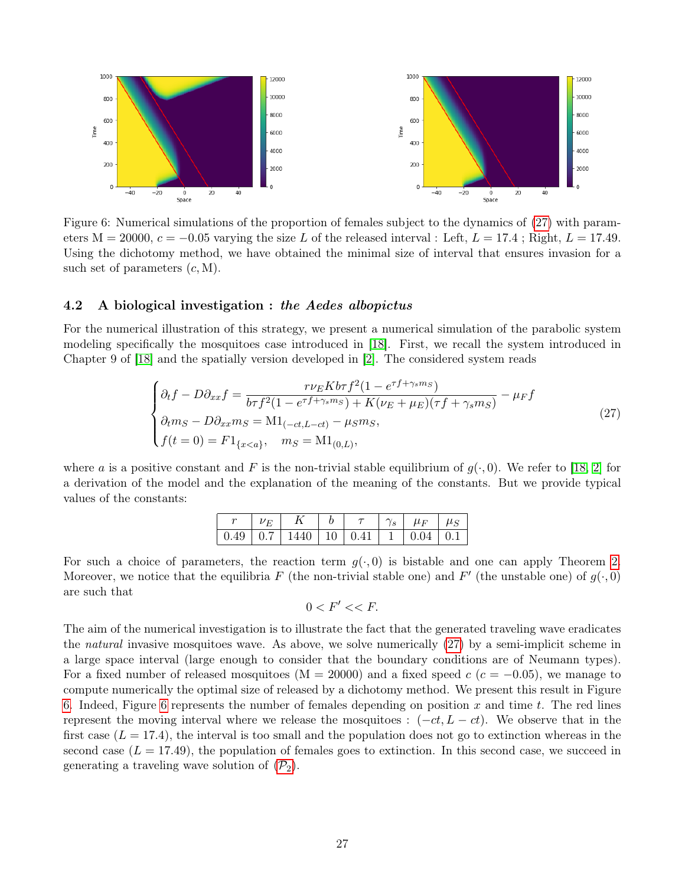Figure 6: Numerical simulations of the proportion of females subject to the dynamics of (27) with parameters $\mathrm{M} = 20000$, $c = -0.05$ varying the size $L$ of the released interval : Left, $L = 17.4$ ; Right, $L = 17.49$. Using the dichotomy method, we have obtained the minimal size of interval that ensures invasion for a such set of parameters $(c, \mathrm{M})$.

### 4.2 A biological investigation : *the Aedes albopictus*

For the numerical illustration of this strategy, we present a numerical simulation of the parabolic system modeling specifically the mosquitoes case introduced in [18]. First, we recall the system introduced in Chapter 9 of [18] and the spatially version developed in [2]. The considered system reads

$$
\begin{cases}
\partial_t f - D\partial_{xx} f = \dfrac{r\nu_E K b\tau f^2(1 - e^{\tau f + \gamma_s m_S})}{b\tau f^2(1 - e^{\tau f + \gamma_s m_S}) + K(\nu_E + \mu_E)(\tau f + \gamma_s m_S)} - \mu_F f \\
\partial_t m_S - D\partial_{xx} m_S = \mathrm{M}1_{(-ct, L-ct)} - \mu_S m_S, \\
f(t=0) = F1_{\{x<a\}}, \quad m_S = \mathrm{M}1_{(0,L)},
\end{cases}
\tag{27}
$$

where $a$ is a positive constant and $F$ is the non-trivial stable equilibrium of $g(\cdot, 0)$. We refer to [18, 2] for a derivation of the model and the explanation of the meaning of the constants. But we provide typical values of the constants:

| $r$ | $\nu_E$ | $K$ | $b$ | $\tau$ | $\gamma_s$ | $\mu_F$ | $\mu_S$ |
|---|---|---|---|---|---|---|---|
| 0.49 | 0.7 | 1440 | 10 | 0.41 | 1 | 0.04 | 0.1 |

For such a choice of parameters, the reaction term $g(\cdot, 0)$ is bistable and one can apply Theorem 2. Moreover, we notice that the equilibria $F$ (the non-trivial stable one) and $F'$ (the unstable one) of $g(\cdot, 0)$ are such that

$$0 < F' << F.$$

The aim of the numerical investigation is to illustrate the fact that the generated traveling wave eradicates the *natural* invasive mosquitoes wave. As above, we solve numerically (27) by a semi-implicit scheme in a large space interval (large enough to consider that the boundary conditions are of Neumann types). For a fixed number of released mosquitoes ($\mathrm{M} = 20000$) and a fixed speed $c$ ($c = -0.05$), we manage to compute numerically the optimal size of released by a dichotomy method. We present this result in Figure 6. Indeed, Figure 6 represents the number of females depending on position $x$ and time $t$. The red lines represent the moving interval where we release the mosquitoes : $(-ct, L - ct)$. We observe that in the first case ($L = 17.4$), the interval is too small and the population does not go to extinction whereas in the second case ($L = 17.49$), the population of females goes to extinction. In this second case, we succeed in generating a traveling wave solution of ($\mathcal{P}_2$).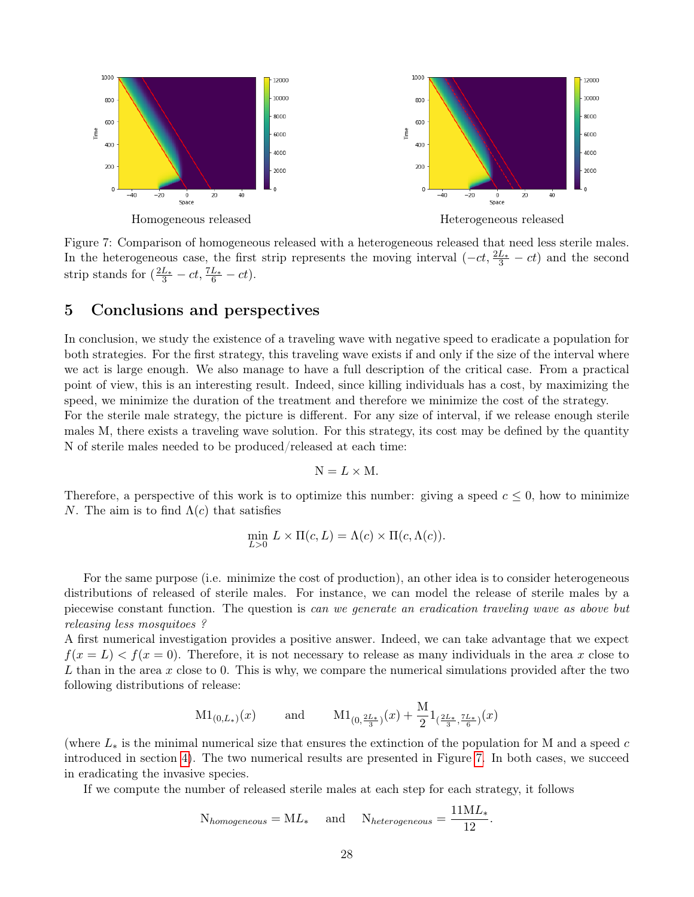Homogeneous released

Heterogeneous released

Figure 7: Comparison of homogeneous released with a heterogeneous released that need less sterile males. In the heterogeneous case, the first strip represents the moving interval $(-ct, \frac{2L_*}{3} - ct)$ and the second strip stands for $(\frac{2L_*}{3} - ct, \frac{7L_*}{6} - ct)$.

## 5 Conclusions and perspectives

In conclusion, we study the existence of a traveling wave with negative speed to eradicate a population for both strategies. For the first strategy, this traveling wave exists if and only if the size of the interval where we act is large enough. We also manage to have a full description of the critical case. From a practical point of view, this is an interesting result. Indeed, since killing individuals has a cost, by maximizing the speed, we minimize the duration of the treatment and therefore we minimize the cost of the strategy.
For the sterile male strategy, the picture is different. For any size of interval, if we release enough sterile males M, there exists a traveling wave solution. For this strategy, its cost may be defined by the quantity N of sterile males needed to be produced/released at each time:

$$\mathrm{N} = L \times \mathrm{M}.$$

Therefore, a perspective of this work is to optimize this number: giving a speed $c \leq 0$, how to minimize $N$. The aim is to find $\Lambda(c)$ that satisfies

$$\min_{L>0} L \times \Pi(c, L) = \Lambda(c) \times \Pi(c, \Lambda(c)).$$

For the same purpose (i.e. minimize the cost of production), an other idea is to consider heterogeneous distributions of released of sterile males. For instance, we can model the release of sterile males by a piecewise constant function. The question is *can we generate an eradication traveling wave as above but releasing less mosquitoes ?*
A first numerical investigation provides a positive answer. Indeed, we can take advantage that we expect $f(x = L) < f(x = 0)$. Therefore, it is not necessary to release as many individuals in the area $x$ close to $L$ than in the area $x$ close to 0. This is why, we compare the numerical simulations provided after the two following distributions of release:

$$\mathrm{M}1_{(0,L_*)}(x) \qquad \text{and} \qquad \mathrm{M}1_{(0,\frac{2L_*}{3})}(x) + \frac{\mathrm{M}}{2}1_{(\frac{2L_*}{3},\frac{7L_*}{6})}(x)$$

(where $L_*$ is the minimal numerical size that ensures the extinction of the population for M and a speed $c$ introduced in section 4). The two numerical results are presented in Figure 7. In both cases, we succeed in eradicating the invasive species.

If we compute the number of released sterile males at each step for each strategy, it follows

$$\mathrm{N}_{homogeneous} = \mathrm{M}L_* \quad \text{ and } \quad \mathrm{N}_{heterogeneous} = \frac{11\mathrm{M}L_*}{12}.$$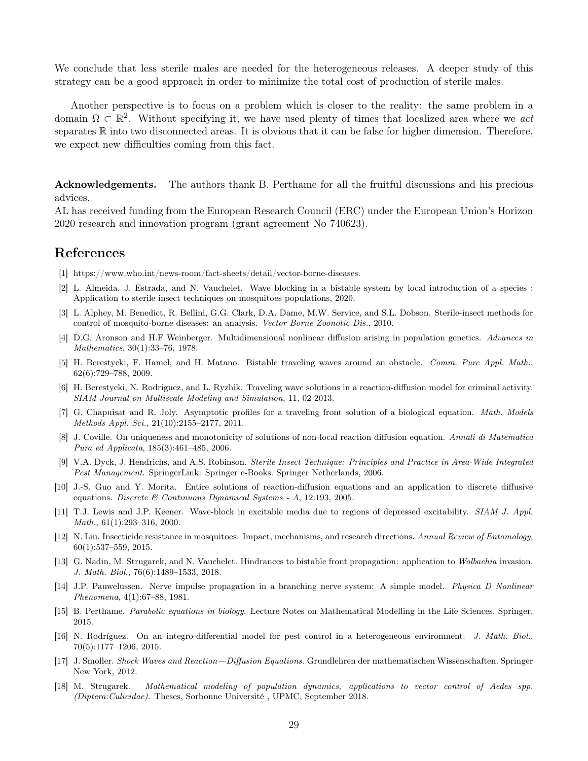We conclude that less sterile males are needed for the heterogeneous releases. A deeper study of this strategy can be a good approach in order to minimize the total cost of production of sterile males.

Another perspective is to focus on a problem which is closer to the reality: the same problem in a domain $\Omega \subset \mathbb{R}^2$. Without specifying it, we have used plenty of times that localized area where we *act* separates $\mathbb{R}$ into two disconnected areas. It is obvious that it can be false for higher dimension. Therefore, we expect new difficulties coming from this fact.

**Acknowledgements.** The authors thank B. Perthame for all the fruitful discussions and his precious advices.
AL has received funding from the European Research Council (ERC) under the European Union's Horizon 2020 research and innovation program (grant agreement No 740623).

# References

[1] https://www.who.int/news-room/fact-sheets/detail/vector-borne-diseases.

[2] L. Almeida, J. Estrada, and N. Vauchelet. Wave blocking in a bistable system by local introduction of a species : Application to sterile insect techniques on mosquitoes populations, 2020.

[3] L. Alphey, M. Benedict, R. Bellini, G.G. Clark, D.A. Dame, M.W. Service, and S.L. Dobson. Sterile-insect methods for control of mosquito-borne diseases: an analysis. *Vector Borne Zoonotic Dis.*, 2010.

[4] D.G. Aronson and H.F Weinberger. Multidimensional nonlinear diffusion arising in population genetics. *Advances in Mathematics*, 30(1):33–76, 1978.

[5] H. Berestycki, F. Hamel, and H. Matano. Bistable traveling waves around an obstacle. *Comm. Pure Appl. Math.*, 62(6):729–788, 2009.

[6] H. Berestycki, N. Rodriguez, and L. Ryzhik. Traveling wave solutions in a reaction-diffusion model for criminal activity. *SIAM Journal on Multiscale Modeling and Simulation*, 11, 02 2013.

[7] G. Chapuisat and R. Joly. Asymptotic profiles for a traveling front solution of a biological equation. *Math. Models Methods Appl. Sci.*, 21(10):2155–2177, 2011.

[8] J. Coville. On uniqueness and monotonicity of solutions of non-local reaction diffusion equation. *Annali di Matematica Pura ed Applicata*, 185(3):461–485, 2006.

[9] V.A. Dyck, J. Hendrichs, and A.S. Robinson. *Sterile Insect Technique: Principles and Practice in Area-Wide Integrated Pest Management*. SpringerLink: Springer e-Books. Springer Netherlands, 2006.

[10] J.-S. Guo and Y. Morita. Entire solutions of reaction-diffusion equations and an application to discrete diffusive equations. *Discrete & Continuous Dynamical Systems - A*, 12:193, 2005.

[11] T.J. Lewis and J.P. Keener. Wave-block in excitable media due to regions of depressed excitability. *SIAM J. Appl. Math.*, 61(1):293–316, 2000.

[12] N. Liu. Insecticide resistance in mosquitoes: Impact, mechanisms, and research directions. *Annual Review of Entomology*, 60(1):537–559, 2015.

[13] G. Nadin, M. Strugarek, and N. Vauchelet. Hindrances to bistable front propagation: application to *Wolbachia* invasion. *J. Math. Biol.*, 76(6):1489–1533, 2018.

[14] J.P. Pauwelussen. Nerve impulse propagation in a branching nerve system: A simple model. *Physica D Nonlinear Phenomena*, 4(1):67–88, 1981.

[15] B. Perthame. *Parabolic equations in biology*. Lecture Notes on Mathematical Modelling in the Life Sciences. Springer, 2015.

[16] N. Rodríguez. On an integro-differential model for pest control in a heterogeneous environment. *J. Math. Biol.*, 70(5):1177–1206, 2015.

[17] J. Smoller. *Shock Waves and Reaction—Diffusion Equations*. Grundlehren der mathematischen Wissenschaften. Springer New York, 2012.

[18] M. Strugarek. *Mathematical modeling of population dynamics, applications to vector control of Aedes spp. (Diptera:Culicidae)*. Theses, Sorbonne Université , UPMC, September 2018.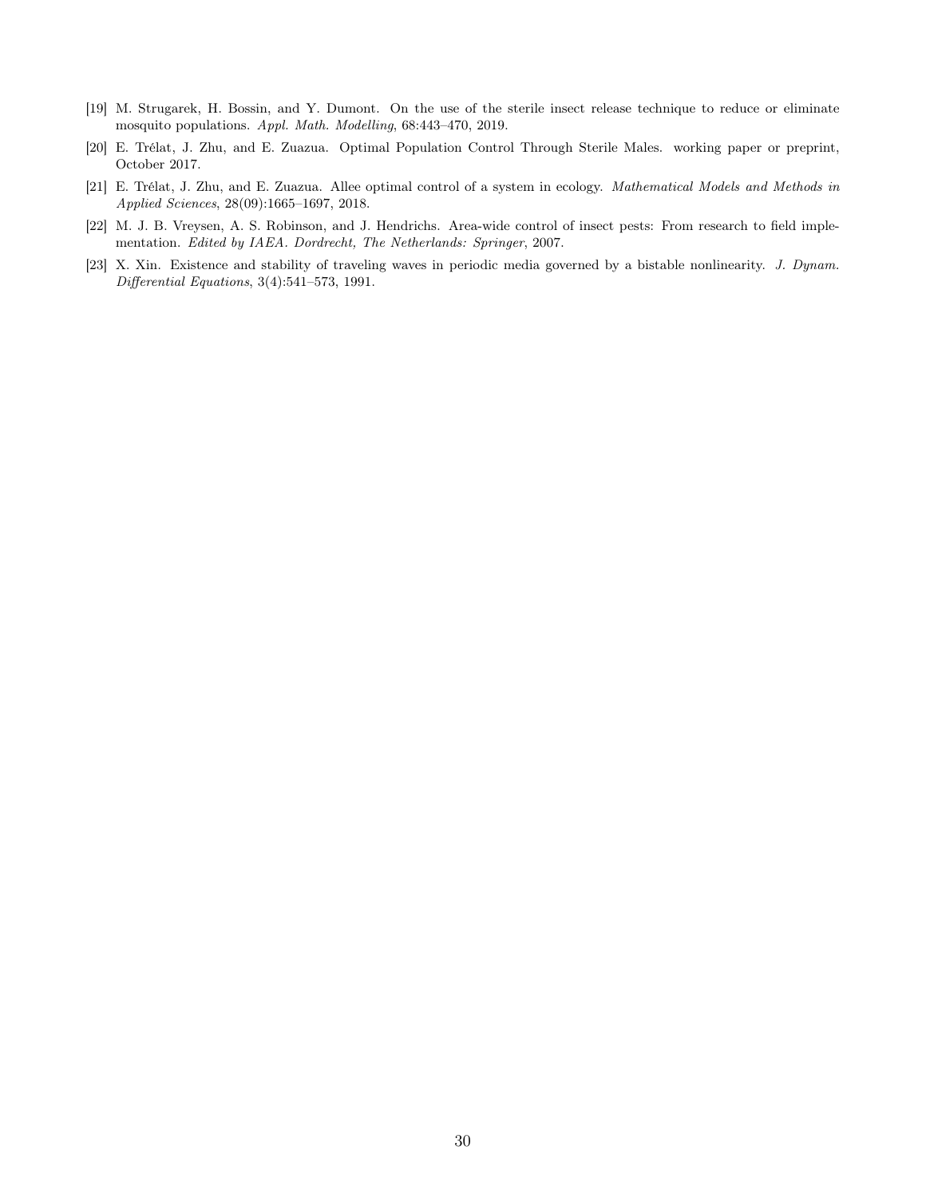[19] M. Strugarek, H. Bossin, and Y. Dumont. On the use of the sterile insect release technique to reduce or eliminate mosquito populations. *Appl. Math. Modelling*, 68:443–470, 2019.

[20] E. Trélat, J. Zhu, and E. Zuazua. Optimal Population Control Through Sterile Males. working paper or preprint, October 2017.

[21] E. Trélat, J. Zhu, and E. Zuazua. Allee optimal control of a system in ecology. *Mathematical Models and Methods in Applied Sciences*, 28(09):1665–1697, 2018.

[22] M. J. B. Vreysen, A. S. Robinson, and J. Hendrichs. Area-wide control of insect pests: From research to field implementation. *Edited by IAEA. Dordrecht, The Netherlands: Springer*, 2007.

[23] X. Xin. Existence and stability of traveling waves in periodic media governed by a bistable nonlinearity. *J. Dynam. Differential Equations*, 3(4):541–573, 1991.